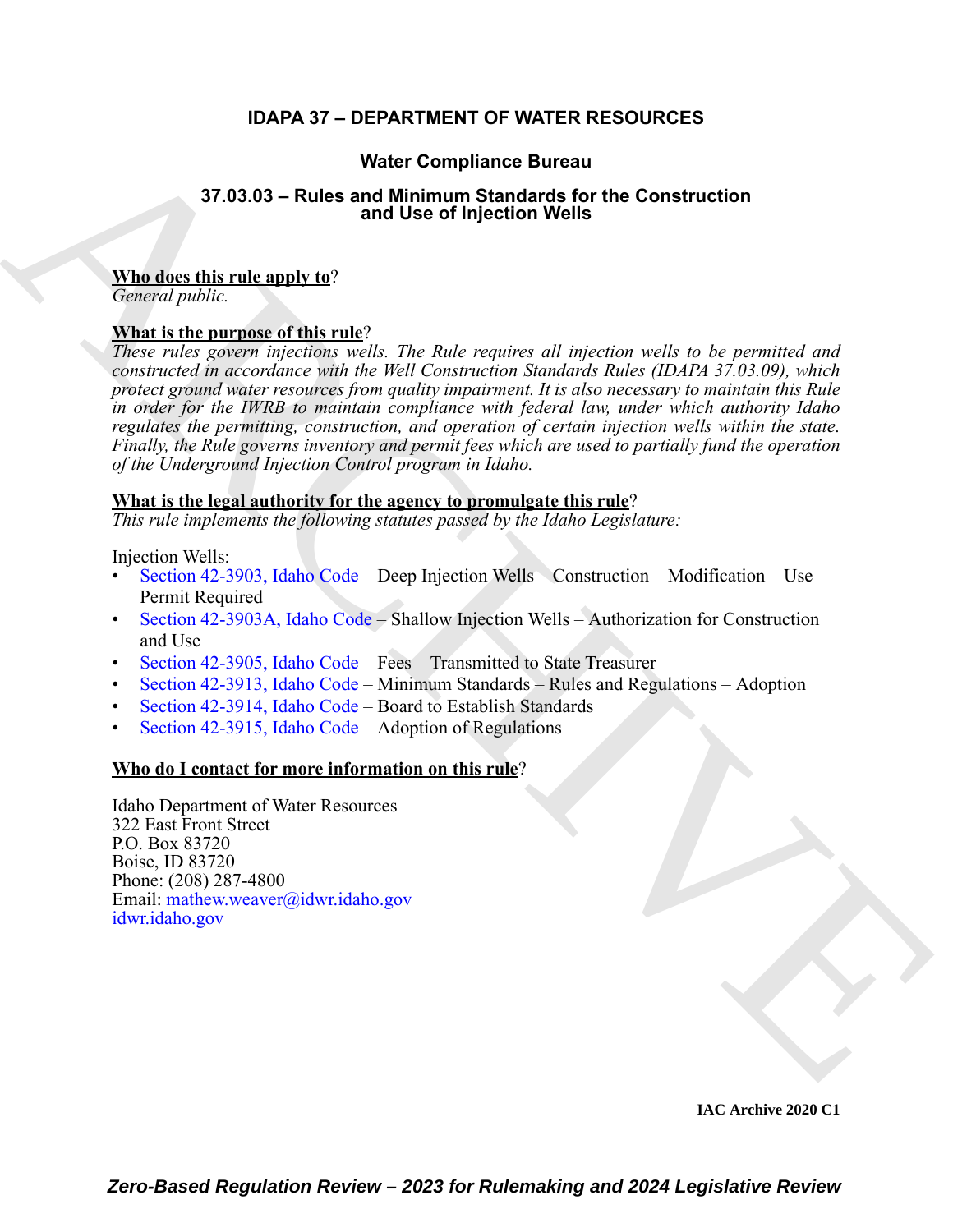# IDAPA 37 – DEPARTMENT OF WATER RESOURCES

## Water Compliance Bureau

## 37.03.03 – Rules and Minimum Standards for the Construction and Use of Injection Wells

**Who does this rule apply to?**
*General public.*

**What is the purpose of this rule?**
*These rules govern injections wells. The Rule requires all injection wells to be permitted and constructed in accordance with the Well Construction Standards Rules (IDAPA 37.03.09), which protect ground water resources from quality impairment. It is also necessary to maintain this Rule in order for the IWRB to maintain compliance with federal law, under which authority Idaho regulates the permitting, construction, and operation of certain injection wells within the state. Finally, the Rule governs inventory and permit fees which are used to partially fund the operation of the Underground Injection Control program in Idaho.*

**What is the legal authority for the agency to promulgate this rule?**
*This rule implements the following statutes passed by the Idaho Legislature:*

Injection Wells:
- Section 42-3903, Idaho Code – Deep Injection Wells – Construction – Modification – Use – Permit Required
- Section 42-3903A, Idaho Code – Shallow Injection Wells – Authorization for Construction and Use
- Section 42-3905, Idaho Code – Fees – Transmitted to State Treasurer
- Section 42-3913, Idaho Code – Minimum Standards – Rules and Regulations – Adoption
- Section 42-3914, Idaho Code – Board to Establish Standards
- Section 42-3915, Idaho Code – Adoption of Regulations

**Who do I contact for more information on this rule?**

Idaho Department of Water Resources
322 East Front Street
P.O. Box 83720
Boise, ID 83720
Phone: (208) 287-4800
Email: mathew.weaver@idwr.idaho.gov
idwr.idaho.gov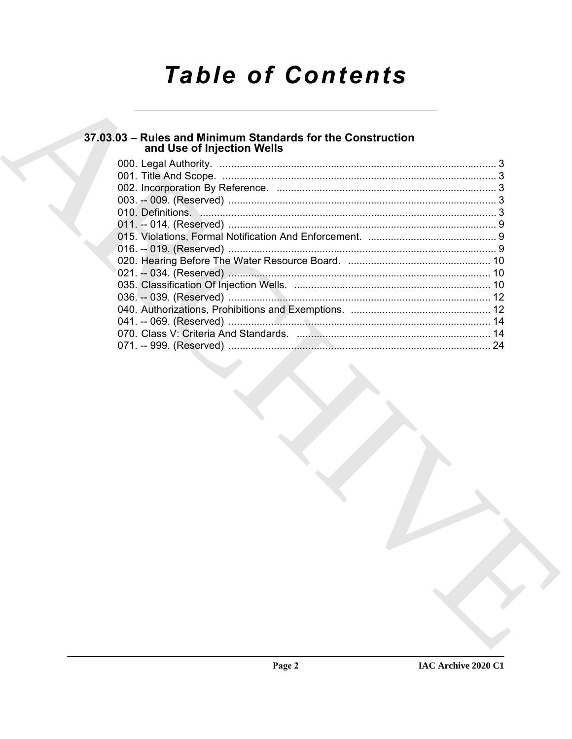# Table of Contents

## 37.03.03 – Rules and Minimum Standards for the Construction and Use of Injection Wells

000. Legal Authority. ........................................................................................ 3
001. Title And Scope. ........................................................................................ 3
002. Incorporation By Reference. ........................................................................ 3
003. -- 009. (Reserved) ........................................................................................ 3
010. Definitions. ................................................................................................ 3
011. -- 014. (Reserved) ........................................................................................ 9
015. Violations, Formal Notification And Enforcement. ........................................ 9
016. -- 019. (Reserved) ........................................................................................ 9
020. Hearing Before The Water Resource Board. ................................................ 10
021. -- 034. (Reserved) ...................................................................................... 10
035. Classification Of Injection Wells. ................................................................ 10
036. -- 039. (Reserved) ...................................................................................... 12
040. Authorizations, Prohibitions and Exemptions. ............................................. 12
041. -- 069. (Reserved) ...................................................................................... 14
070. Class V: Criteria And Standards. ................................................................ 14
071. -- 999. (Reserved) ...................................................................................... 24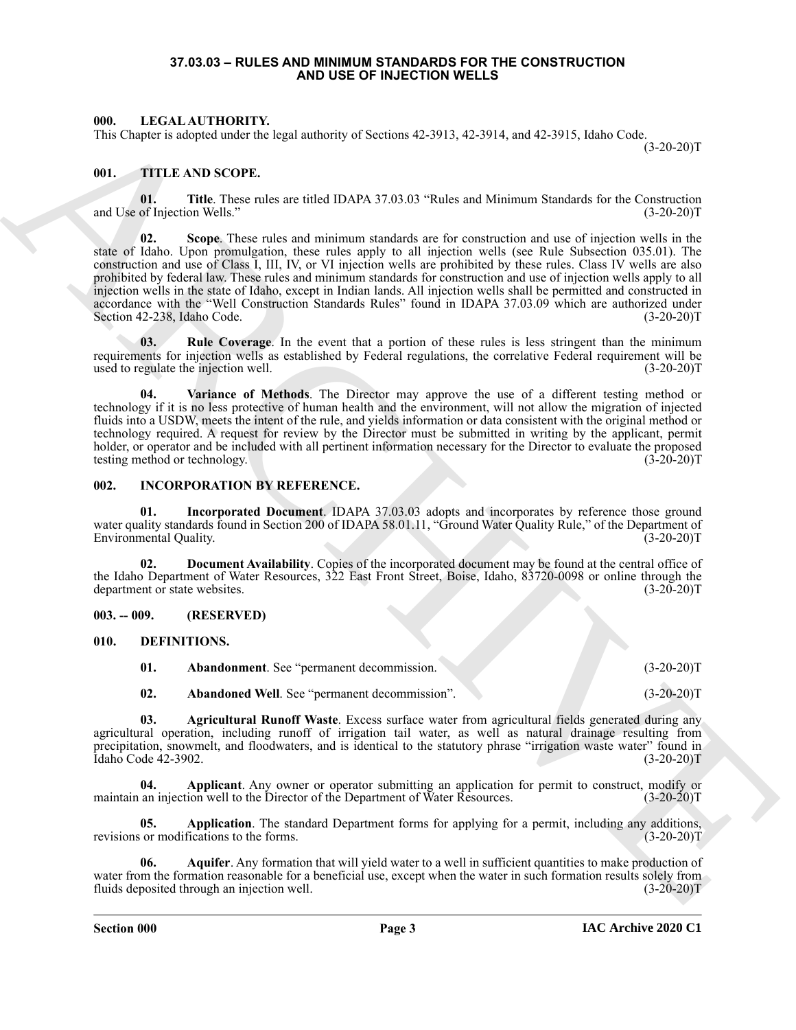# 37.03.03 – RULES AND MINIMUM STANDARDS FOR THE CONSTRUCTION AND USE OF INJECTION WELLS

## 000. LEGAL AUTHORITY.

This Chapter is adopted under the legal authority of Sections 42-3913, 42-3914, and 42-3915, Idaho Code. (3-20-20)T

## 001. TITLE AND SCOPE.

**01. Title**. These rules are titled IDAPA 37.03.03 "Rules and Minimum Standards for the Construction and Use of Injection Wells." (3-20-20)T

**02. Scope**. These rules and minimum standards are for construction and use of injection wells in the state of Idaho. Upon promulgation, these rules apply to all injection wells (see Rule Subsection 035.01). The construction and use of Class I, III, IV, or VI injection wells are prohibited by these rules. Class IV wells are also prohibited by federal law. These rules and minimum standards for construction and use of injection wells apply to all injection wells in the state of Idaho, except in Indian lands. All injection wells shall be permitted and constructed in accordance with the "Well Construction Standards Rules" found in IDAPA 37.03.09 which are authorized under Section 42-238, Idaho Code. (3-20-20)T

**03. Rule Coverage**. In the event that a portion of these rules is less stringent than the minimum requirements for injection wells as established by Federal regulations, the correlative Federal requirement will be used to regulate the injection well. (3-20-20)T

**04. Variance of Methods**. The Director may approve the use of a different testing method or technology if it is no less protective of human health and the environment, will not allow the migration of injected fluids into a USDW, meets the intent of the rule, and yields information or data consistent with the original method or technology required. A request for review by the Director must be submitted in writing by the applicant, permit holder, or operator and be included with all pertinent information necessary for the Director to evaluate the proposed testing method or technology. (3-20-20)T

## 002. INCORPORATION BY REFERENCE.

**01. Incorporated Document**. IDAPA 37.03.03 adopts and incorporates by reference those ground water quality standards found in Section 200 of IDAPA 58.01.11, "Ground Water Quality Rule," of the Department of Environmental Quality. (3-20-20)T

**02. Document Availability**. Copies of the incorporated document may be found at the central office of the Idaho Department of Water Resources, 322 East Front Street, Boise, Idaho, 83720-0098 or online through the department or state websites. (3-20-20)T

## 003. -- 009. (RESERVED)

## 010. DEFINITIONS.

**01. Abandonment**. See "permanent decommission. (3-20-20)T

**02. Abandoned Well**. See "permanent decommission". (3-20-20)T

**03. Agricultural Runoff Waste**. Excess surface water from agricultural fields generated during any agricultural operation, including runoff of irrigation tail water, as well as natural drainage resulting from precipitation, snowmelt, and floodwaters, and is identical to the statutory phrase "irrigation waste water" found in Idaho Code 42-3902. (3-20-20)T

**04. Applicant**. Any owner or operator submitting an application for permit to construct, modify or maintain an injection well to the Director of the Department of Water Resources. (3-20-20)T

**05. Application**. The standard Department forms for applying for a permit, including any additions, revisions or modifications to the forms. (3-20-20)T

**06. Aquifer**. Any formation that will yield water to a well in sufficient quantities to make production of water from the formation reasonable for a beneficial use, except when the water in such formation results solely from fluids deposited through an injection well. (3-20-20)T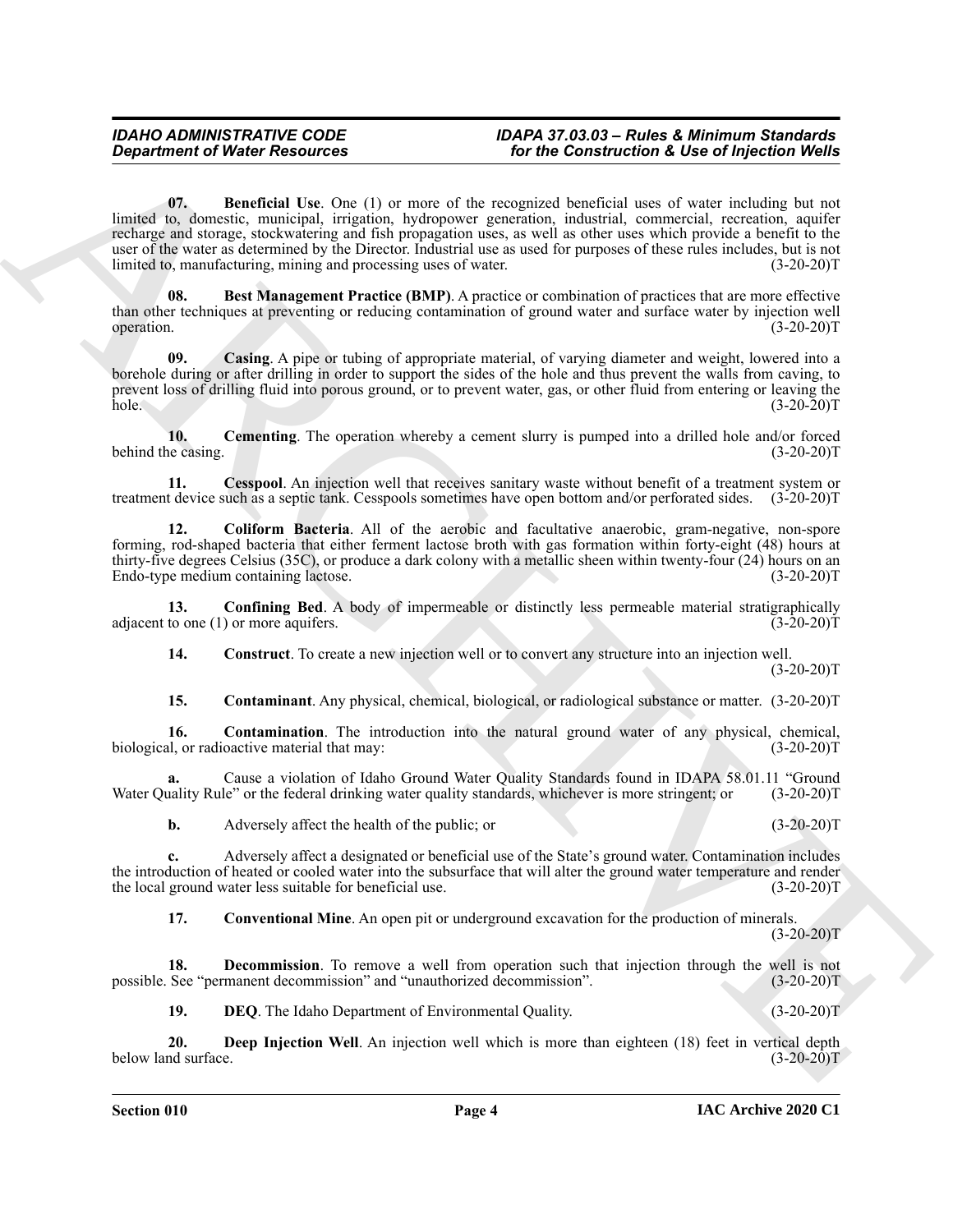**07. Beneficial Use**. One (1) or more of the recognized beneficial uses of water including but not limited to, domestic, municipal, irrigation, hydropower generation, industrial, commercial, recreation, aquifer recharge and storage, stockwatering and fish propagation uses, as well as other uses which provide a benefit to the user of the water as determined by the Director. Industrial use as used for purposes of these rules includes, but is not limited to, manufacturing, mining and processing uses of water. (3-20-20)T

**08. Best Management Practice (BMP)**. A practice or combination of practices that are more effective than other techniques at preventing or reducing contamination of ground water and surface water by injection well operation. (3-20-20)T

**09. Casing**. A pipe or tubing of appropriate material, of varying diameter and weight, lowered into a borehole during or after drilling in order to support the sides of the hole and thus prevent the walls from caving, to prevent loss of drilling fluid into porous ground, or to prevent water, gas, or other fluid from entering or leaving the hole. (3-20-20)T

**10. Cementing**. The operation whereby a cement slurry is pumped into a drilled hole and/or forced behind the casing. (3-20-20)T

**11. Cesspool**. An injection well that receives sanitary waste without benefit of a treatment system or treatment device such as a septic tank. Cesspools sometimes have open bottom and/or perforated sides. (3-20-20)T

**12. Coliform Bacteria**. All of the aerobic and facultative anaerobic, gram-negative, non-spore forming, rod-shaped bacteria that either ferment lactose broth with gas formation within forty-eight (48) hours at thirty-five degrees Celsius (35C), or produce a dark colony with a metallic sheen within twenty-four (24) hours on an Endo-type medium containing lactose. (3-20-20)T

**13. Confining Bed**. A body of impermeable or distinctly less permeable material stratigraphically adjacent to one (1) or more aquifers. (3-20-20)T

**14. Construct**. To create a new injection well or to convert any structure into an injection well. (3-20-20)T

**15. Contaminant**. Any physical, chemical, biological, or radiological substance or matter. (3-20-20)T

**16. Contamination**. The introduction into the natural ground water of any physical, chemical, biological, or radioactive material that may: (3-20-20)T

**a.** Cause a violation of Idaho Ground Water Quality Standards found in IDAPA 58.01.11 "Ground Water Quality Rule" or the federal drinking water quality standards, whichever is more stringent; or (3-20-20)T

**b.** Adversely affect the health of the public; or (3-20-20)T

**c.** Adversely affect a designated or beneficial use of the State's ground water. Contamination includes the introduction of heated or cooled water into the subsurface that will alter the ground water temperature and render the local ground water less suitable for beneficial use. (3-20-20)T

**17. Conventional Mine**. An open pit or underground excavation for the production of minerals. (3-20-20)T

**18. Decommission**. To remove a well from operation such that injection through the well is not possible. See "permanent decommission" and "unauthorized decommission". (3-20-20)T

**19. DEQ**. The Idaho Department of Environmental Quality. (3-20-20)T

**20. Deep Injection Well**. An injection well which is more than eighteen (18) feet in vertical depth below land surface. (3-20-20)T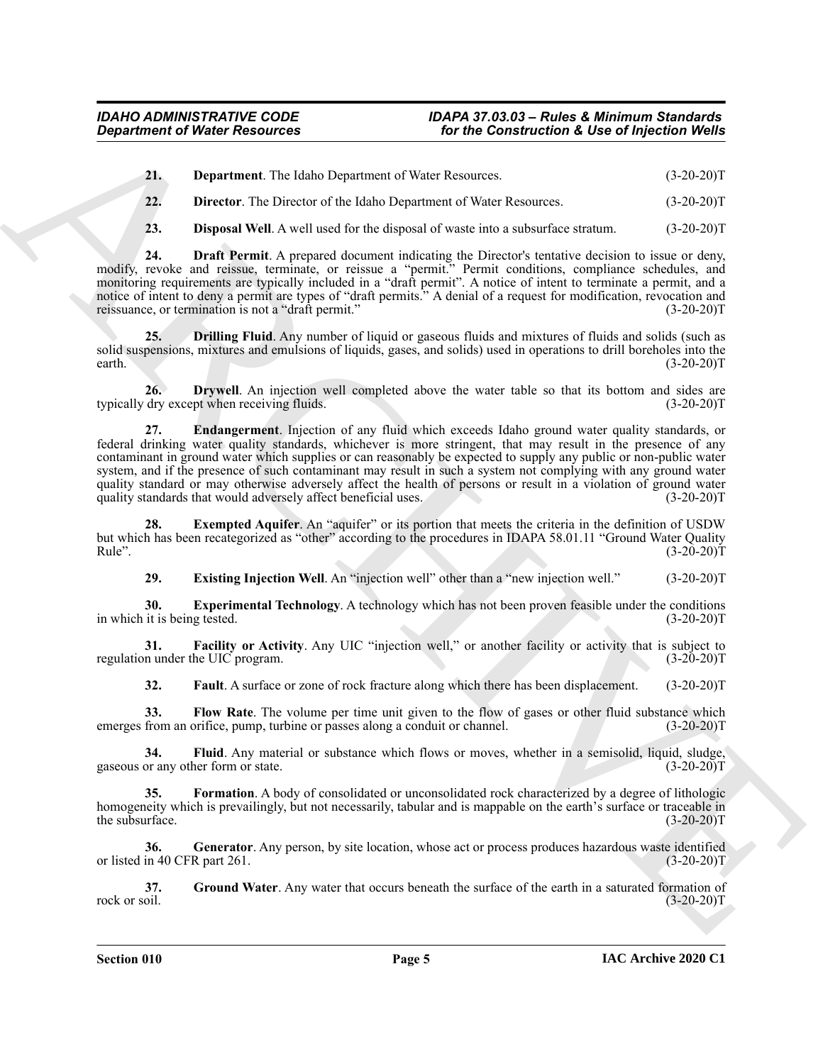**21. Department**. The Idaho Department of Water Resources. (3-20-20)T

**22. Director**. The Director of the Idaho Department of Water Resources. (3-20-20)T

**23. Disposal Well**. A well used for the disposal of waste into a subsurface stratum. (3-20-20)T

**24. Draft Permit**. A prepared document indicating the Director's tentative decision to issue or deny, modify, revoke and reissue, terminate, or reissue a "permit." Permit conditions, compliance schedules, and monitoring requirements are typically included in a "draft permit". A notice of intent to terminate a permit, and a notice of intent to deny a permit are types of "draft permits." A denial of a request for modification, revocation and reissuance, or termination is not a "draft permit." (3-20-20)T

**25. Drilling Fluid**. Any number of liquid or gaseous fluids and mixtures of fluids and solids (such as solid suspensions, mixtures and emulsions of liquids, gases, and solids) used in operations to drill boreholes into the earth. (3-20-20)T

**26. Drywell**. An injection well completed above the water table so that its bottom and sides are typically dry except when receiving fluids. (3-20-20)T

**27. Endangerment**. Injection of any fluid which exceeds Idaho ground water quality standards, or federal drinking water quality standards, whichever is more stringent, that may result in the presence of any contaminant in ground water which supplies or can reasonably be expected to supply any public or non-public water system, and if the presence of such contaminant may result in such a system not complying with any ground water quality standard or may otherwise adversely affect the health of persons or result in a violation of ground water quality standards that would adversely affect beneficial uses. (3-20-20)T

**28. Exempted Aquifer**. An "aquifer" or its portion that meets the criteria in the definition of USDW but which has been recategorized as "other" according to the procedures in IDAPA 58.01.11 "Ground Water Quality Rule". (3-20-20)T

**29. Existing Injection Well**. An "injection well" other than a "new injection well." (3-20-20)T

**30. Experimental Technology**. A technology which has not been proven feasible under the conditions in which it is being tested. (3-20-20)T

**31. Facility or Activity**. Any UIC "injection well," or another facility or activity that is subject to regulation under the UIC program. (3-20-20)T

**32. Fault**. A surface or zone of rock fracture along which there has been displacement. (3-20-20)T

**33. Flow Rate**. The volume per time unit given to the flow of gases or other fluid substance which emerges from an orifice, pump, turbine or passes along a conduit or channel. (3-20-20)T

**34. Fluid**. Any material or substance which flows or moves, whether in a semisolid, liquid, sludge, gaseous or any other form or state. (3-20-20)T

**35. Formation**. A body of consolidated or unconsolidated rock characterized by a degree of lithologic homogeneity which is prevailingly, but not necessarily, tabular and is mappable on the earth's surface or traceable in the subsurface. (3-20-20)T

**36. Generator**. Any person, by site location, whose act or process produces hazardous waste identified or listed in 40 CFR part 261. (3-20-20)T

**37. Ground Water**. Any water that occurs beneath the surface of the earth in a saturated formation of rock or soil. (3-20-20)T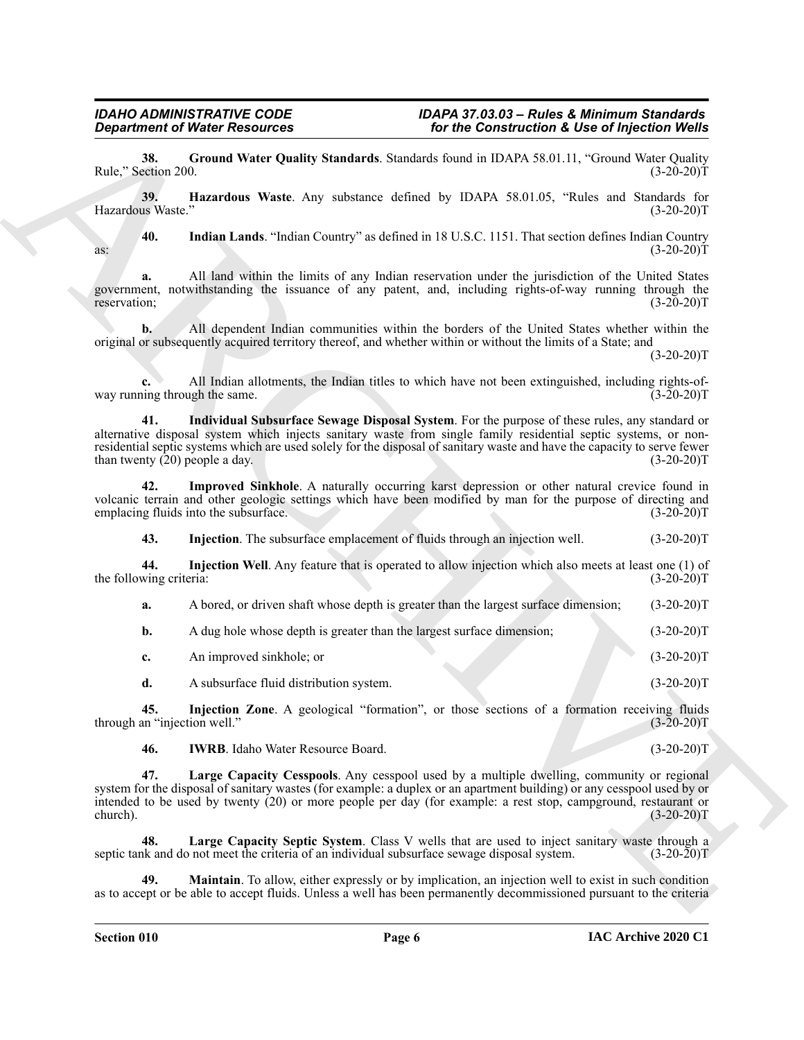**38. Ground Water Quality Standards**. Standards found in IDAPA 58.01.11, "Ground Water Quality Rule," Section 200. (3-20-20)T

**39. Hazardous Waste**. Any substance defined by IDAPA 58.01.05, "Rules and Standards for Hazardous Waste." (3-20-20)T

**40. Indian Lands**. "Indian Country" as defined in 18 U.S.C. 1151. That section defines Indian Country as: (3-20-20)T

**a.** All land within the limits of any Indian reservation under the jurisdiction of the United States government, notwithstanding the issuance of any patent, and, including rights-of-way running through the reservation; (3-20-20)T

**b.** All dependent Indian communities within the borders of the United States whether within the original or subsequently acquired territory thereof, and whether within or without the limits of a State; and (3-20-20)T

**c.** All Indian allotments, the Indian titles to which have not been extinguished, including rights-of-way running through the same. (3-20-20)T

**41. Individual Subsurface Sewage Disposal System**. For the purpose of these rules, any standard or alternative disposal system which injects sanitary waste from single family residential septic systems, or non-residential septic systems which are used solely for the disposal of sanitary waste and have the capacity to serve fewer than twenty (20) people a day. (3-20-20)T

**42. Improved Sinkhole**. A naturally occurring karst depression or other natural crevice found in volcanic terrain and other geologic settings which have been modified by man for the purpose of directing and emplacing fluids into the subsurface. (3-20-20)T

**43. Injection**. The subsurface emplacement of fluids through an injection well. (3-20-20)T

**44. Injection Well**. Any feature that is operated to allow injection which also meets at least one (1) of the following criteria: (3-20-20)T

**a.** A bored, or driven shaft whose depth is greater than the largest surface dimension; (3-20-20)T

**b.** A dug hole whose depth is greater than the largest surface dimension; (3-20-20)T

**c.** An improved sinkhole; or (3-20-20)T

**d.** A subsurface fluid distribution system. (3-20-20)T

**45. Injection Zone**. A geological "formation", or those sections of a formation receiving fluids through an "injection well." (3-20-20)T

**46. IWRB**. Idaho Water Resource Board. (3-20-20)T

**47. Large Capacity Cesspools**. Any cesspool used by a multiple dwelling, community or regional system for the disposal of sanitary wastes (for example: a duplex or an apartment building) or any cesspool used by or intended to be used by twenty (20) or more people per day (for example: a rest stop, campground, restaurant or church). (3-20-20)T

**48. Large Capacity Septic System**. Class V wells that are used to inject sanitary waste through a septic tank and do not meet the criteria of an individual subsurface sewage disposal system. (3-20-20)T

**49. Maintain**. To allow, either expressly or by implication, an injection well to exist in such condition as to accept or be able to accept fluids. Unless a well has been permanently decommissioned pursuant to the criteria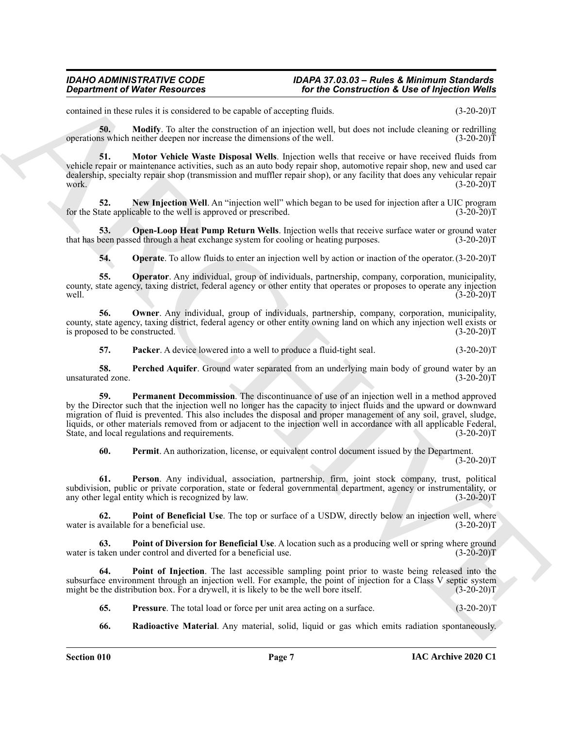contained in these rules it is considered to be capable of accepting fluids. (3-20-20)T

**50. Modify**. To alter the construction of an injection well, but does not include cleaning or redrilling operations which neither deepen nor increase the dimensions of the well. (3-20-20)T

**51. Motor Vehicle Waste Disposal Wells**. Injection wells that receive or have received fluids from vehicle repair or maintenance activities, such as an auto body repair shop, automotive repair shop, new and used car dealership, specialty repair shop (transmission and muffler repair shop), or any facility that does any vehicular repair work. (3-20-20)T

**52. New Injection Well**. An "injection well" which began to be used for injection after a UIC program for the State applicable to the well is approved or prescribed. (3-20-20)T

**53. Open-Loop Heat Pump Return Wells**. Injection wells that receive surface water or ground water that has been passed through a heat exchange system for cooling or heating purposes. (3-20-20)T

**54. Operate**. To allow fluids to enter an injection well by action or inaction of the operator. (3-20-20)T

**55. Operator**. Any individual, group of individuals, partnership, company, corporation, municipality, county, state agency, taxing district, federal agency or other entity that operates or proposes to operate any injection well. (3-20-20)T

**56. Owner**. Any individual, group of individuals, partnership, company, corporation, municipality, county, state agency, taxing district, federal agency or other entity owning land on which any injection well exists or is proposed to be constructed. (3-20-20)T

**57. Packer**. A device lowered into a well to produce a fluid-tight seal. (3-20-20)T

**58. Perched Aquifer**. Ground water separated from an underlying main body of ground water by an unsaturated zone. (3-20-20)T

**59. Permanent Decommission**. The discontinuance of use of an injection well in a method approved by the Director such that the injection well no longer has the capacity to inject fluids and the upward or downward migration of fluid is prevented. This also includes the disposal and proper management of any soil, gravel, sludge, liquids, or other materials removed from or adjacent to the injection well in accordance with all applicable Federal, State, and local regulations and requirements. (3-20-20)T

**60. Permit**. An authorization, license, or equivalent control document issued by the Department. (3-20-20)T

**61. Person**. Any individual, association, partnership, firm, joint stock company, trust, political subdivision, public or private corporation, state or federal governmental department, agency or instrumentality, or any other legal entity which is recognized by law. (3-20-20)T

**62. Point of Beneficial Use**. The top or surface of a USDW, directly below an injection well, where water is available for a beneficial use. (3-20-20)T

**63. Point of Diversion for Beneficial Use**. A location such as a producing well or spring where ground water is taken under control and diverted for a beneficial use. (3-20-20)T

**64. Point of Injection**. The last accessible sampling point prior to waste being released into the subsurface environment through an injection well. For example, the point of injection for a Class V septic system might be the distribution box. For a drywell, it is likely to be the well bore itself. (3-20-20)T

**65. Pressure**. The total load or force per unit area acting on a surface. (3-20-20)T

**66. Radioactive Material**. Any material, solid, liquid or gas which emits radiation spontaneously.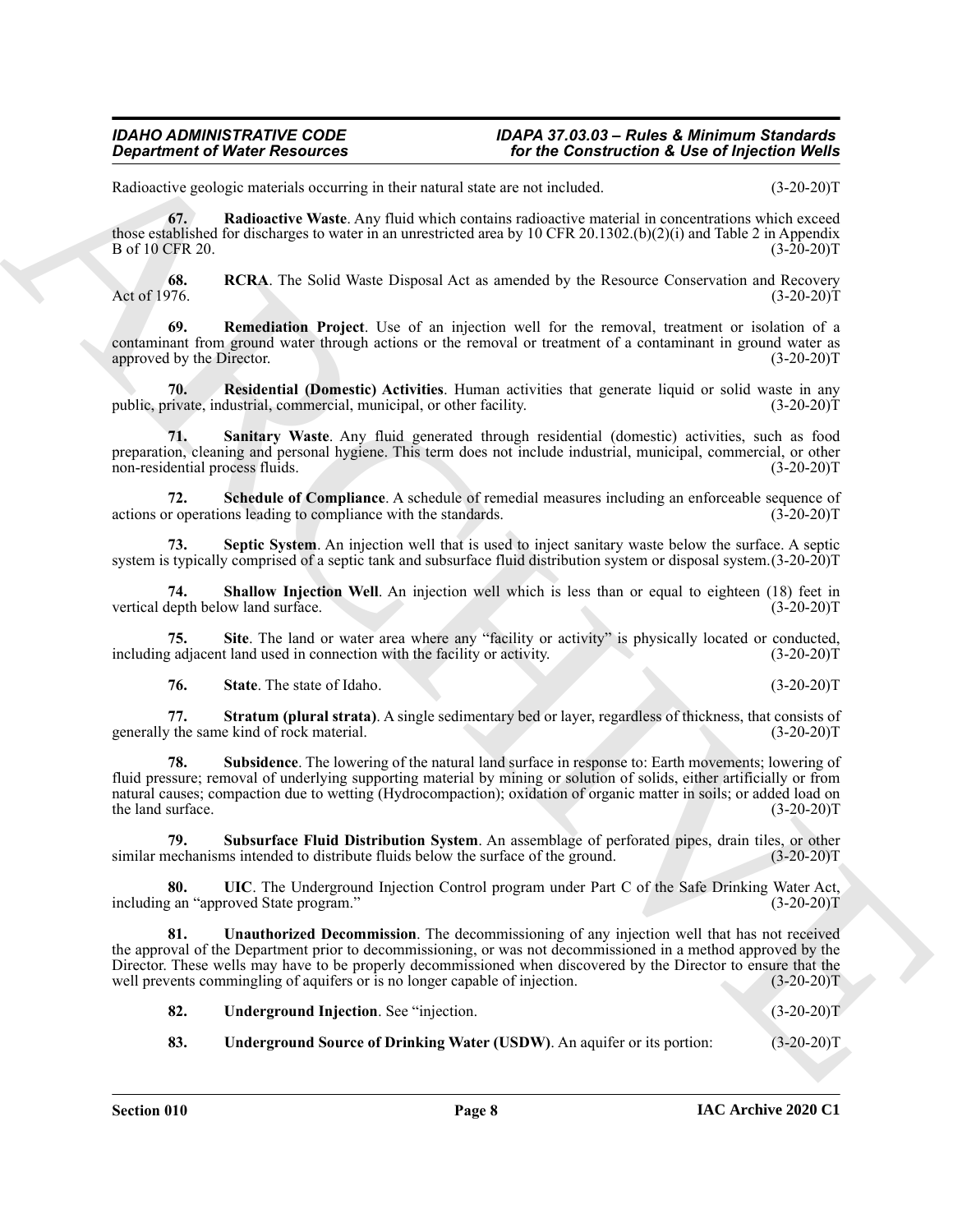Radioactive geologic materials occurring in their natural state are not included. (3-20-20)T

**67. Radioactive Waste**. Any fluid which contains radioactive material in concentrations which exceed those established for discharges to water in an unrestricted area by 10 CFR 20.1302.(b)(2)(i) and Table 2 in Appendix B of 10 CFR 20. (3-20-20)T

**68. RCRA**. The Solid Waste Disposal Act as amended by the Resource Conservation and Recovery Act of 1976. (3-20-20)T

**69. Remediation Project**. Use of an injection well for the removal, treatment or isolation of a contaminant from ground water through actions or the removal or treatment of a contaminant in ground water as approved by the Director. (3-20-20)T

**70. Residential (Domestic) Activities**. Human activities that generate liquid or solid waste in any public, private, industrial, commercial, municipal, or other facility. (3-20-20)T

**71. Sanitary Waste**. Any fluid generated through residential (domestic) activities, such as food preparation, cleaning and personal hygiene. This term does not include industrial, municipal, commercial, or other non-residential process fluids. (3-20-20)T

**72. Schedule of Compliance**. A schedule of remedial measures including an enforceable sequence of actions or operations leading to compliance with the standards. (3-20-20)T

**73. Septic System**. An injection well that is used to inject sanitary waste below the surface. A septic system is typically comprised of a septic tank and subsurface fluid distribution system or disposal system.(3-20-20)T

**74. Shallow Injection Well**. An injection well which is less than or equal to eighteen (18) feet in vertical depth below land surface. (3-20-20)T

**75. Site**. The land or water area where any "facility or activity" is physically located or conducted, including adjacent land used in connection with the facility or activity. (3-20-20)T

**76. State**. The state of Idaho. (3-20-20)T

**77. Stratum (plural strata)**. A single sedimentary bed or layer, regardless of thickness, that consists of generally the same kind of rock material. (3-20-20)T

**78. Subsidence**. The lowering of the natural land surface in response to: Earth movements; lowering of fluid pressure; removal of underlying supporting material by mining or solution of solids, either artificially or from natural causes; compaction due to wetting (Hydrocompaction); oxidation of organic matter in soils; or added load on the land surface. (3-20-20)T

**79. Subsurface Fluid Distribution System**. An assemblage of perforated pipes, drain tiles, or other similar mechanisms intended to distribute fluids below the surface of the ground. (3-20-20)T

**80. UIC**. The Underground Injection Control program under Part C of the Safe Drinking Water Act, including an "approved State program." (3-20-20)T

**81. Unauthorized Decommission**. The decommissioning of any injection well that has not received the approval of the Department prior to decommissioning, or was not decommissioned in a method approved by the Director. These wells may have to be properly decommissioned when discovered by the Director to ensure that the well prevents commingling of aquifers or is no longer capable of injection. (3-20-20)T

**82. Underground Injection**. See "injection. (3-20-20)T

**83. Underground Source of Drinking Water (USDW)**. An aquifer or its portion: (3-20-20)T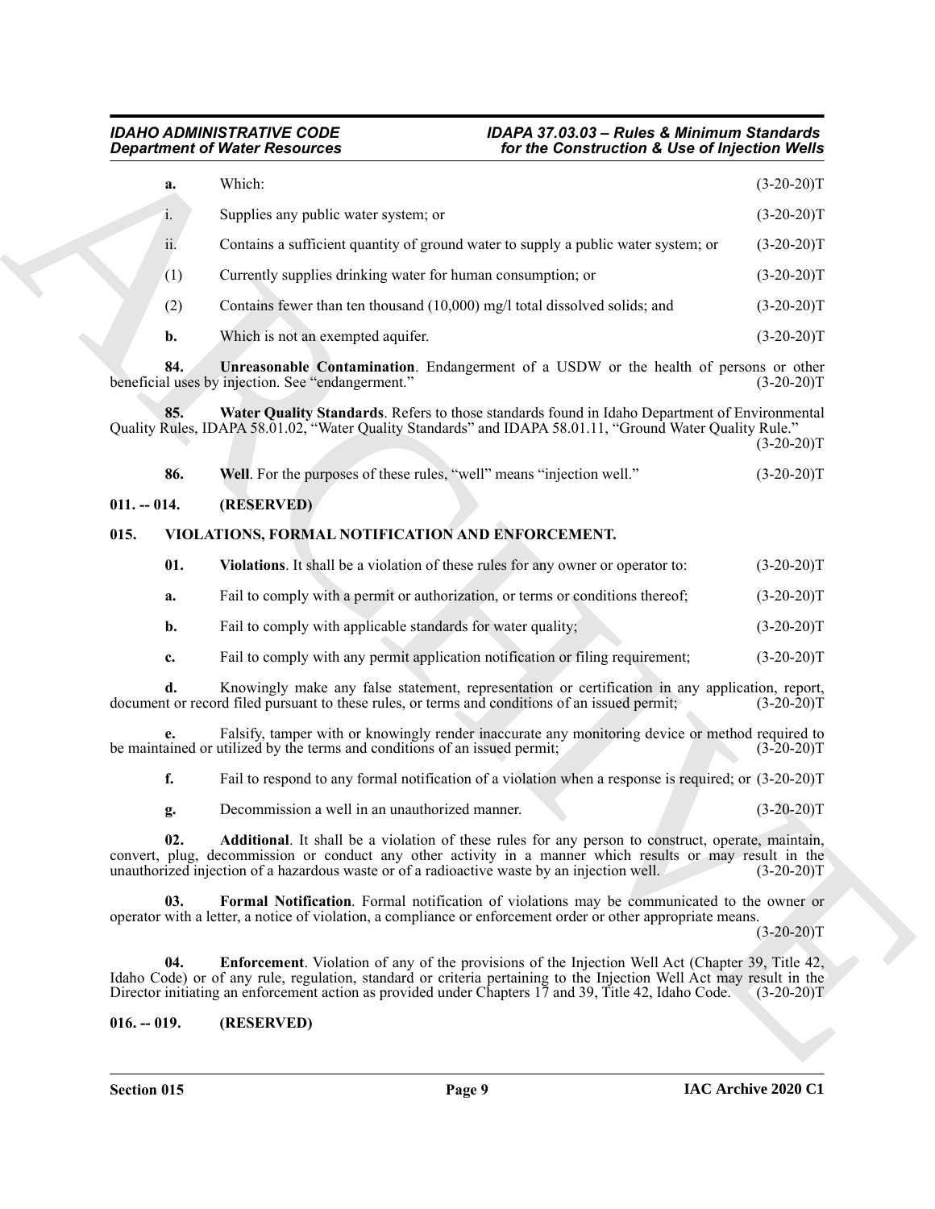**a.** Which: (3-20-20)T

i. Supplies any public water system; or (3-20-20)T

ii. Contains a sufficient quantity of ground water to supply a public water system; or (3-20-20)T

(1) Currently supplies drinking water for human consumption; or (3-20-20)T

(2) Contains fewer than ten thousand (10,000) mg/l total dissolved solids; and (3-20-20)T

**b.** Which is not an exempted aquifer. (3-20-20)T

**84. Unreasonable Contamination**. Endangerment of a USDW or the health of persons or other beneficial uses by injection. See "endangerment." (3-20-20)T

**85. Water Quality Standards**. Refers to those standards found in Idaho Department of Environmental Quality Rules, IDAPA 58.01.02, "Water Quality Standards" and IDAPA 58.01.11, "Ground Water Quality Rule." (3-20-20)T

**86. Well**. For the purposes of these rules, "well" means "injection well." (3-20-20)T

## 011. -- 014. (RESERVED)

## 015. VIOLATIONS, FORMAL NOTIFICATION AND ENFORCEMENT.

**01. Violations**. It shall be a violation of these rules for any owner or operator to: (3-20-20)T

**a.** Fail to comply with a permit or authorization, or terms or conditions thereof; (3-20-20)T

**b.** Fail to comply with applicable standards for water quality; (3-20-20)T

**c.** Fail to comply with any permit application notification or filing requirement; (3-20-20)T

**d.** Knowingly make any false statement, representation or certification in any application, report, document or record filed pursuant to these rules, or terms and conditions of an issued permit; (3-20-20)T

**e.** Falsify, tamper with or knowingly render inaccurate any monitoring device or method required to be maintained or utilized by the terms and conditions of an issued permit; (3-20-20)T

**f.** Fail to respond to any formal notification of a violation when a response is required; or (3-20-20)T

**g.** Decommission a well in an unauthorized manner. (3-20-20)T

**02. Additional**. It shall be a violation of these rules for any person to construct, operate, maintain, convert, plug, decommission or conduct any other activity in a manner which results or may result in the unauthorized injection of a hazardous waste or of a radioactive waste by an injection well. (3-20-20)T

**03. Formal Notification**. Formal notification of violations may be communicated to the owner or operator with a letter, a notice of violation, a compliance or enforcement order or other appropriate means. (3-20-20)T

**04. Enforcement**. Violation of any of the provisions of the Injection Well Act (Chapter 39, Title 42, Idaho Code) or of any rule, regulation, standard or criteria pertaining to the Injection Well Act may result in the Director initiating an enforcement action as provided under Chapters 17 and 39, Title 42, Idaho Code. (3-20-20)T

## 016. -- 019. (RESERVED)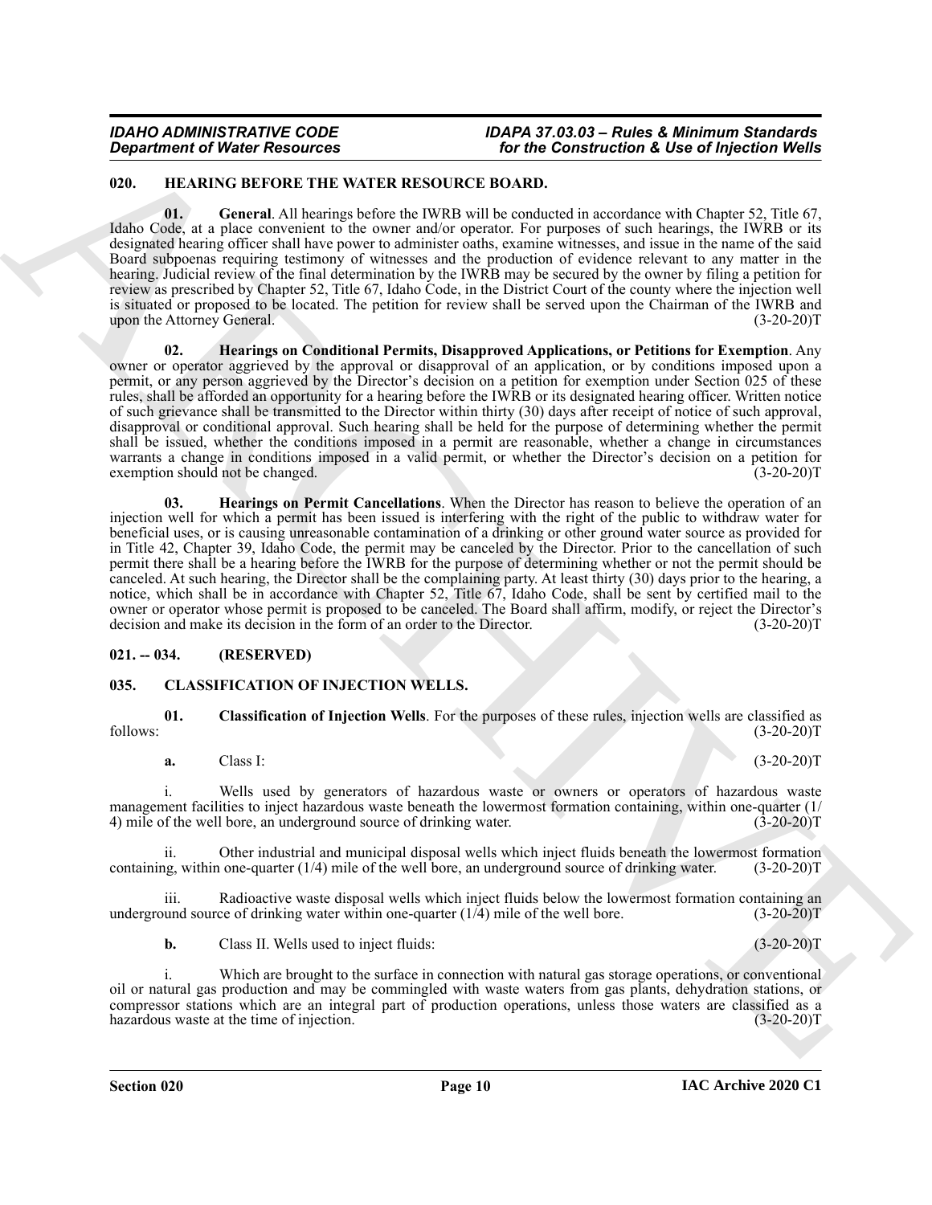### 020. HEARING BEFORE THE WATER RESOURCE BOARD.

**01. General**. All hearings before the IWRB will be conducted in accordance with Chapter 52, Title 67, Idaho Code, at a place convenient to the owner and/or operator. For purposes of such hearings, the IWRB or its designated hearing officer shall have power to administer oaths, examine witnesses, and issue in the name of the said Board subpoenas requiring testimony of witnesses and the production of evidence relevant to any matter in the hearing. Judicial review of the final determination by the IWRB may be secured by the owner by filing a petition for review as prescribed by Chapter 52, Title 67, Idaho Code, in the District Court of the county where the injection well is situated or proposed to be located. The petition for review shall be served upon the Chairman of the IWRB and upon the Attorney General. (3-20-20)T

**02. Hearings on Conditional Permits, Disapproved Applications, or Petitions for Exemption**. Any owner or operator aggrieved by the approval or disapproval of an application, or by conditions imposed upon a permit, or any person aggrieved by the Director's decision on a petition for exemption under Section 025 of these rules, shall be afforded an opportunity for a hearing before the IWRB or its designated hearing officer. Written notice of such grievance shall be transmitted to the Director within thirty (30) days after receipt of notice of such approval, disapproval or conditional approval. Such hearing shall be held for the purpose of determining whether the permit shall be issued, whether the conditions imposed in a permit are reasonable, whether a change in circumstances warrants a change in conditions imposed in a valid permit, or whether the Director's decision on a petition for exemption should not be changed. (3-20-20)T

**03. Hearings on Permit Cancellations**. When the Director has reason to believe the operation of an injection well for which a permit has been issued is interfering with the right of the public to withdraw water for beneficial uses, or is causing unreasonable contamination of a drinking or other ground water source as provided for in Title 42, Chapter 39, Idaho Code, the permit may be canceled by the Director. Prior to the cancellation of such permit there shall be a hearing before the IWRB for the purpose of determining whether or not the permit should be canceled. At such hearing, the Director shall be the complaining party. At least thirty (30) days prior to the hearing, a notice, which shall be in accordance with Chapter 52, Title 67, Idaho Code, shall be sent by certified mail to the owner or operator whose permit is proposed to be canceled. The Board shall affirm, modify, or reject the Director's decision and make its decision in the form of an order to the Director. (3-20-20)T

### 021. -- 034. (RESERVED)

### 035. CLASSIFICATION OF INJECTION WELLS.

**01. Classification of Injection Wells**. For the purposes of these rules, injection wells are classified as follows: (3-20-20)T

**a.** Class I: (3-20-20)T

i. Wells used by generators of hazardous waste or owners or operators of hazardous waste management facilities to inject hazardous waste beneath the lowermost formation containing, within one-quarter (1/4) mile of the well bore, an underground source of drinking water. (3-20-20)T

ii. Other industrial and municipal disposal wells which inject fluids beneath the lowermost formation containing, within one-quarter (1/4) mile of the well bore, an underground source of drinking water. (3-20-20)T

iii. Radioactive waste disposal wells which inject fluids below the lowermost formation containing an underground source of drinking water within one-quarter (1/4) mile of the well bore. (3-20-20)T

**b.** Class II. Wells used to inject fluids: (3-20-20)T

i. Which are brought to the surface in connection with natural gas storage operations, or conventional oil or natural gas production and may be commingled with waste waters from gas plants, dehydration stations, or compressor stations which are an integral part of production operations, unless those waters are classified as a hazardous waste at the time of injection. (3-20-20)T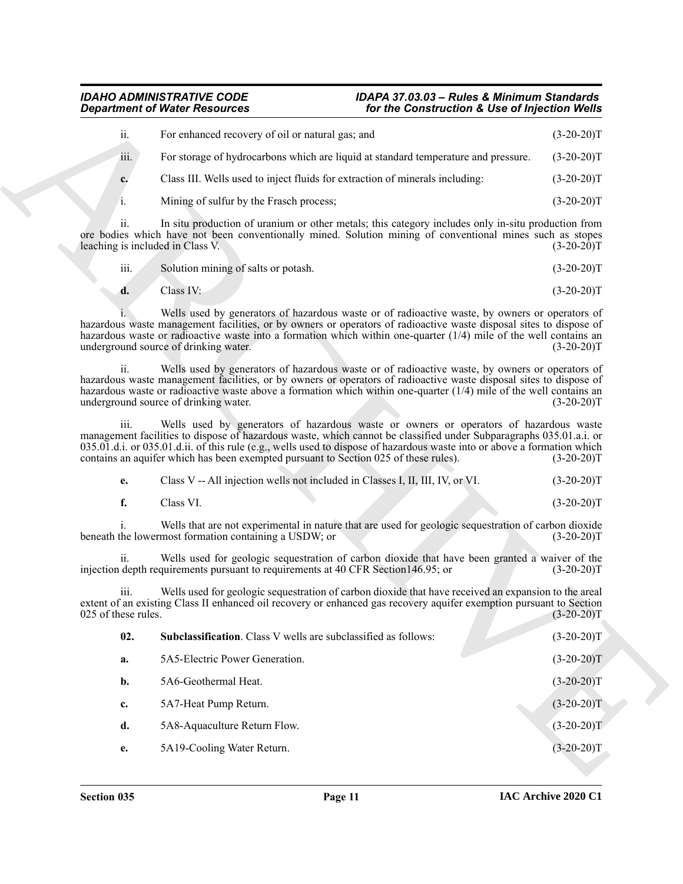ii. For enhanced recovery of oil or natural gas; and (3-20-20)T

iii. For storage of hydrocarbons which are liquid at standard temperature and pressure. (3-20-20)T

**c.** Class III. Wells used to inject fluids for extraction of minerals including: (3-20-20)T

i. Mining of sulfur by the Frasch process; (3-20-20)T

ii. In situ production of uranium or other metals; this category includes only in-situ production from ore bodies which have not been conventionally mined. Solution mining of conventional mines such as stopes leaching is included in Class V. (3-20-20)T

iii. Solution mining of salts or potash. (3-20-20)T

**d.** Class IV: (3-20-20)T

i. Wells used by generators of hazardous waste or of radioactive waste, by owners or operators of hazardous waste management facilities, or by owners or operators of radioactive waste disposal sites to dispose of hazardous waste or radioactive waste into a formation which within one-quarter (1/4) mile of the well contains an underground source of drinking water. (3-20-20)T

ii. Wells used by generators of hazardous waste or of radioactive waste, by owners or operators of hazardous waste management facilities, or by owners or operators of radioactive waste disposal sites to dispose of hazardous waste or radioactive waste above a formation which within one-quarter (1/4) mile of the well contains an underground source of drinking water. (3-20-20)T

iii. Wells used by generators of hazardous waste or owners or operators of hazardous waste management facilities to dispose of hazardous waste, which cannot be classified under Subparagraphs 035.01.a.i. or 035.01.d.i. or 035.01.d.ii. of this rule (e.g., wells used to dispose of hazardous waste into or above a formation which contains an aquifer which has been exempted pursuant to Section 025 of these rules). (3-20-20)T

**e.** Class V -- All injection wells not included in Classes I, II, III, IV, or VI. (3-20-20)T

**f.** Class VI. (3-20-20)T

i. Wells that are not experimental in nature that are used for geologic sequestration of carbon dioxide beneath the lowermost formation containing a USDW; or (3-20-20)T

ii. Wells used for geologic sequestration of carbon dioxide that have been granted a waiver of the injection depth requirements pursuant to requirements at 40 CFR Section146.95; or (3-20-20)T

iii. Wells used for geologic sequestration of carbon dioxide that have received an expansion to the areal extent of an existing Class II enhanced oil recovery or enhanced gas recovery aquifer exemption pursuant to Section 025 of these rules. (3-20-20)T

**02. Subclassification**. Class V wells are subclassified as follows: (3-20-20)T

**a.** 5A5-Electric Power Generation. (3-20-20)T

**b.** 5A6-Geothermal Heat. (3-20-20)T

**c.** 5A7-Heat Pump Return. (3-20-20)T

**d.** 5A8-Aquaculture Return Flow. (3-20-20)T

**e.** 5A19-Cooling Water Return. (3-20-20)T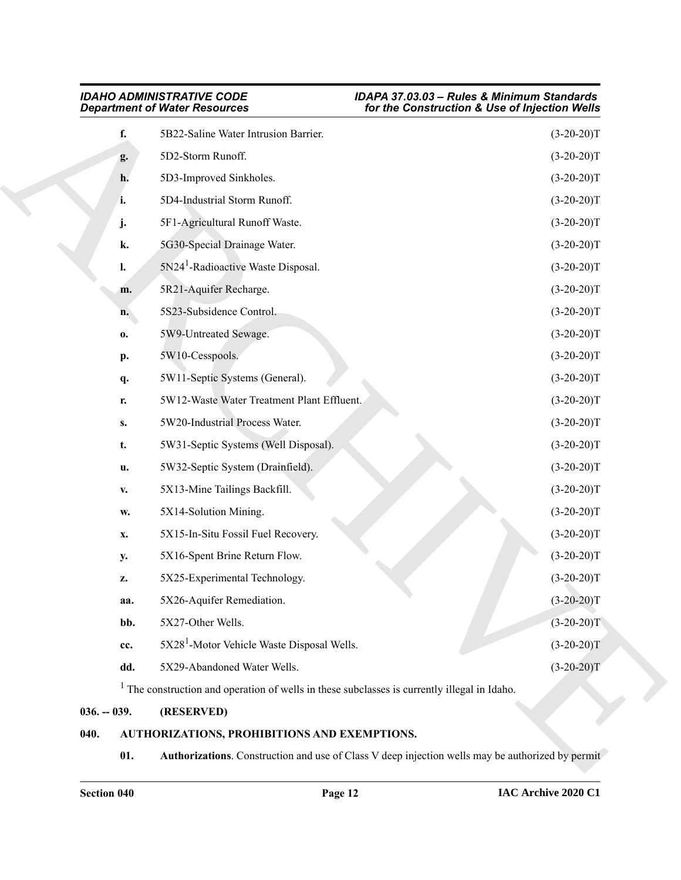**f.** 5B22-Saline Water Intrusion Barrier. (3-20-20)T

**g.** 5D2-Storm Runoff. (3-20-20)T

**h.** 5D3-Improved Sinkholes. (3-20-20)T

**i.** 5D4-Industrial Storm Runoff. (3-20-20)T

**j.** 5F1-Agricultural Runoff Waste. (3-20-20)T

**k.** 5G30-Special Drainage Water. (3-20-20)T

**l.** 5N24[1]-Radioactive Waste Disposal. (3-20-20)T

**m.** 5R21-Aquifer Recharge. (3-20-20)T

**n.** 5S23-Subsidence Control. (3-20-20)T

**o.** 5W9-Untreated Sewage. (3-20-20)T

**p.** 5W10-Cesspools. (3-20-20)T

**q.** 5W11-Septic Systems (General). (3-20-20)T

**r.** 5W12-Waste Water Treatment Plant Effluent. (3-20-20)T

**s.** 5W20-Industrial Process Water. (3-20-20)T

**t.** 5W31-Septic Systems (Well Disposal). (3-20-20)T

**u.** 5W32-Septic System (Drainfield). (3-20-20)T

**v.** 5X13-Mine Tailings Backfill. (3-20-20)T

**w.** 5X14-Solution Mining. (3-20-20)T

**x.** 5X15-In-Situ Fossil Fuel Recovery. (3-20-20)T

**y.** 5X16-Spent Brine Return Flow. (3-20-20)T

**z.** 5X25-Experimental Technology. (3-20-20)T

**aa.** 5X26-Aquifer Remediation. (3-20-20)T

**bb.** 5X27-Other Wells. (3-20-20)T

**cc.** 5X28[1]-Motor Vehicle Waste Disposal Wells. (3-20-20)T

**dd.** 5X29-Abandoned Water Wells. (3-20-20)T

[1] The construction and operation of wells in these subclasses is currently illegal in Idaho.

**036. -- 039. (RESERVED)**

**040. AUTHORIZATIONS, PROHIBITIONS AND EXEMPTIONS.**

**01. Authorizations**. Construction and use of Class V deep injection wells may be authorized by permit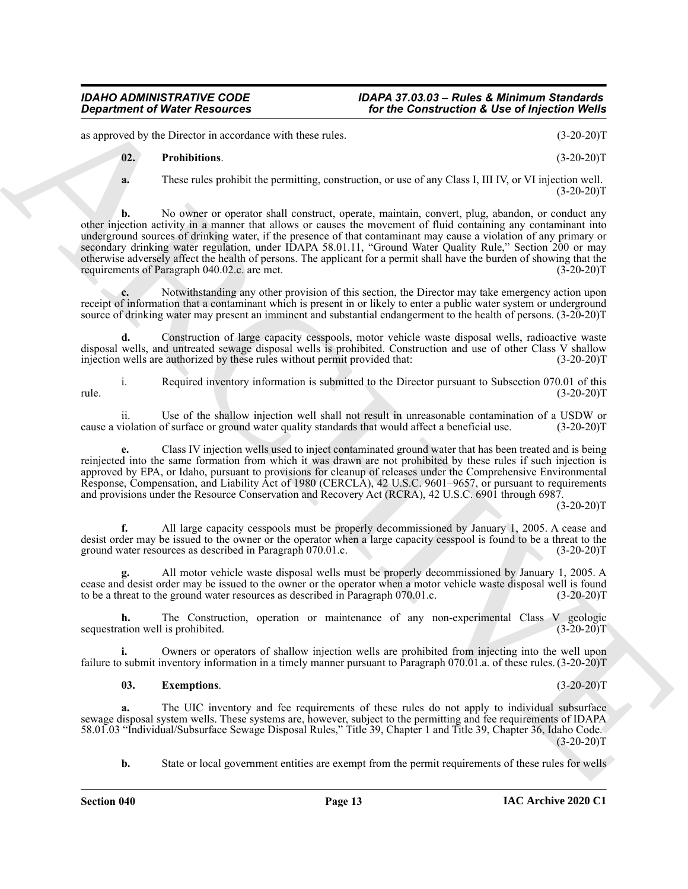as approved by the Director in accordance with these rules. (3-20-20)T

**02. Prohibitions**. (3-20-20)T

**a.** These rules prohibit the permitting, construction, or use of any Class I, III IV, or VI injection well. (3-20-20)T

**b.** No owner or operator shall construct, operate, maintain, convert, plug, abandon, or conduct any other injection activity in a manner that allows or causes the movement of fluid containing any contaminant into underground sources of drinking water, if the presence of that contaminant may cause a violation of any primary or secondary drinking water regulation, under IDAPA 58.01.11, "Ground Water Quality Rule," Section 200 or may otherwise adversely affect the health of persons. The applicant for a permit shall have the burden of showing that the requirements of Paragraph 040.02.c. are met. (3-20-20)T

**c.** Notwithstanding any other provision of this section, the Director may take emergency action upon receipt of information that a contaminant which is present in or likely to enter a public water system or underground source of drinking water may present an imminent and substantial endangerment to the health of persons. (3-20-20)T

**d.** Construction of large capacity cesspools, motor vehicle waste disposal wells, radioactive waste disposal wells, and untreated sewage disposal wells is prohibited. Construction and use of other Class V shallow injection wells are authorized by these rules without permit provided that: (3-20-20)T

i. Required inventory information is submitted to the Director pursuant to Subsection 070.01 of this rule. (3-20-20)T

ii. Use of the shallow injection well shall not result in unreasonable contamination of a USDW or cause a violation of surface or ground water quality standards that would affect a beneficial use. (3-20-20)T

**e.** Class IV injection wells used to inject contaminated ground water that has been treated and is being reinjected into the same formation from which it was drawn are not prohibited by these rules if such injection is approved by EPA, or Idaho, pursuant to provisions for cleanup of releases under the Comprehensive Environmental Response, Compensation, and Liability Act of 1980 (CERCLA), 42 U.S.C. 9601–9657, or pursuant to requirements and provisions under the Resource Conservation and Recovery Act (RCRA), 42 U.S.C. 6901 through 6987. (3-20-20)T

**f.** All large capacity cesspools must be properly decommissioned by January 1, 2005. A cease and desist order may be issued to the owner or the operator when a large capacity cesspool is found to be a threat to the ground water resources as described in Paragraph 070.01.c. (3-20-20)T

**g.** All motor vehicle waste disposal wells must be properly decommissioned by January 1, 2005. A cease and desist order may be issued to the owner or the operator when a motor vehicle waste disposal well is found to be a threat to the ground water resources as described in Paragraph 070.01.c. (3-20-20)T

**h.** The Construction, operation or maintenance of any non-experimental Class V geologic sequestration well is prohibited. (3-20-20)T

**i.** Owners or operators of shallow injection wells are prohibited from injecting into the well upon failure to submit inventory information in a timely manner pursuant to Paragraph 070.01.a. of these rules. (3-20-20)T

**03. Exemptions**. (3-20-20)T

**a.** The UIC inventory and fee requirements of these rules do not apply to individual subsurface sewage disposal system wells. These systems are, however, subject to the permitting and fee requirements of IDAPA 58.01.03 "Individual/Subsurface Sewage Disposal Rules," Title 39, Chapter 1 and Title 39, Chapter 36, Idaho Code. (3-20-20)T

**b.** State or local government entities are exempt from the permit requirements of these rules for wells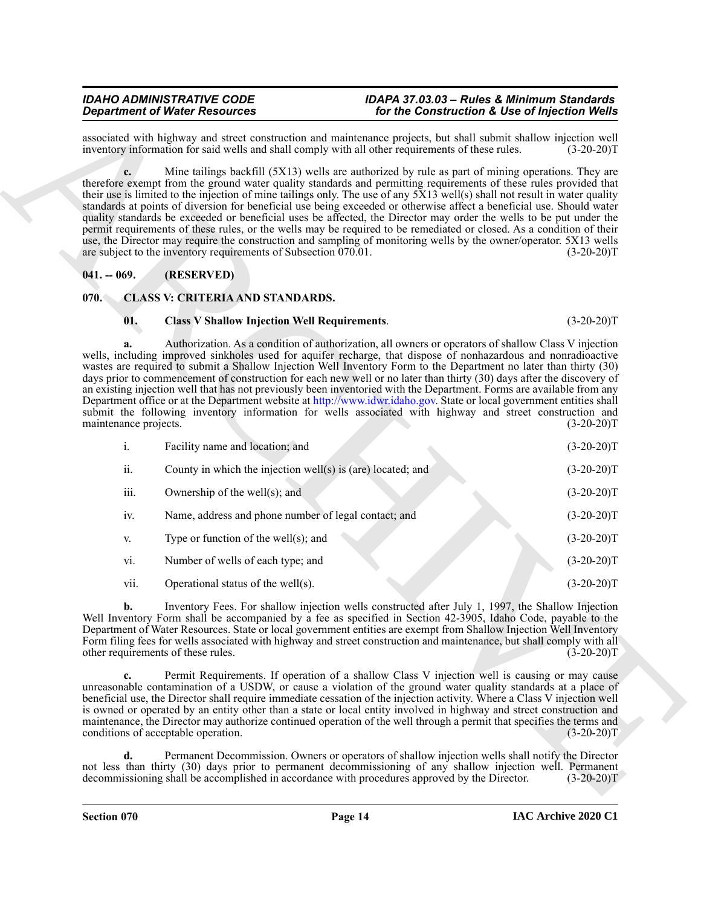associated with highway and street construction and maintenance projects, but shall submit shallow injection well inventory information for said wells and shall comply with all other requirements of these rules. (3-20-20)T

**c.** Mine tailings backfill (5X13) wells are authorized by rule as part of mining operations. They are therefore exempt from the ground water quality standards and permitting requirements of these rules provided that their use is limited to the injection of mine tailings only. The use of any 5X13 well(s) shall not result in water quality standards at points of diversion for beneficial use being exceeded or otherwise affect a beneficial use. Should water quality standards be exceeded or beneficial uses be affected, the Director may order the wells to be put under the permit requirements of these rules, or the wells may be required to be remediated or closed. As a condition of their use, the Director may require the construction and sampling of monitoring wells by the owner/operator. 5X13 wells are subject to the inventory requirements of Subsection 070.01. (3-20-20)T

## 041. -- 069. (RESERVED)

## 070. CLASS V: CRITERIA AND STANDARDS.

**01. Class V Shallow Injection Well Requirements**. (3-20-20)T

**a.** Authorization. As a condition of authorization, all owners or operators of shallow Class V injection wells, including improved sinkholes used for aquifer recharge, that dispose of nonhazardous and nonradioactive wastes are required to submit a Shallow Injection Well Inventory Form to the Department no later than thirty (30) days prior to commencement of construction for each new well or no later than thirty (30) days after the discovery of an existing injection well that has not previously been inventoried with the Department. Forms are available from any Department office or at the Department website at http://www.idwr.idaho.gov. State or local government entities shall submit the following inventory information for wells associated with highway and street construction and maintenance projects. (3-20-20)T

i. Facility name and location; and (3-20-20)T

ii. County in which the injection well(s) is (are) located; and (3-20-20)T

iii. Ownership of the well(s); and (3-20-20)T

iv. Name, address and phone number of legal contact; and (3-20-20)T

v. Type or function of the well(s); and (3-20-20)T

vi. Number of wells of each type; and (3-20-20)T

vii. Operational status of the well(s). (3-20-20)T

**b.** Inventory Fees. For shallow injection wells constructed after July 1, 1997, the Shallow Injection Well Inventory Form shall be accompanied by a fee as specified in Section 42-3905, Idaho Code, payable to the Department of Water Resources. State or local government entities are exempt from Shallow Injection Well Inventory Form filing fees for wells associated with highway and street construction and maintenance, but shall comply with all other requirements of these rules. (3-20-20)T

**c.** Permit Requirements. If operation of a shallow Class V injection well is causing or may cause unreasonable contamination of a USDW, or cause a violation of the ground water quality standards at a place of beneficial use, the Director shall require immediate cessation of the injection activity. Where a Class V injection well is owned or operated by an entity other than a state or local entity involved in highway and street construction and maintenance, the Director may authorize continued operation of the well through a permit that specifies the terms and conditions of acceptable operation. (3-20-20)T

**d.** Permanent Decommission. Owners or operators of shallow injection wells shall notify the Director not less than thirty (30) days prior to permanent decommissioning of any shallow injection well. Permanent decommissioning shall be accomplished in accordance with procedures approved by the Director. (3-20-20)T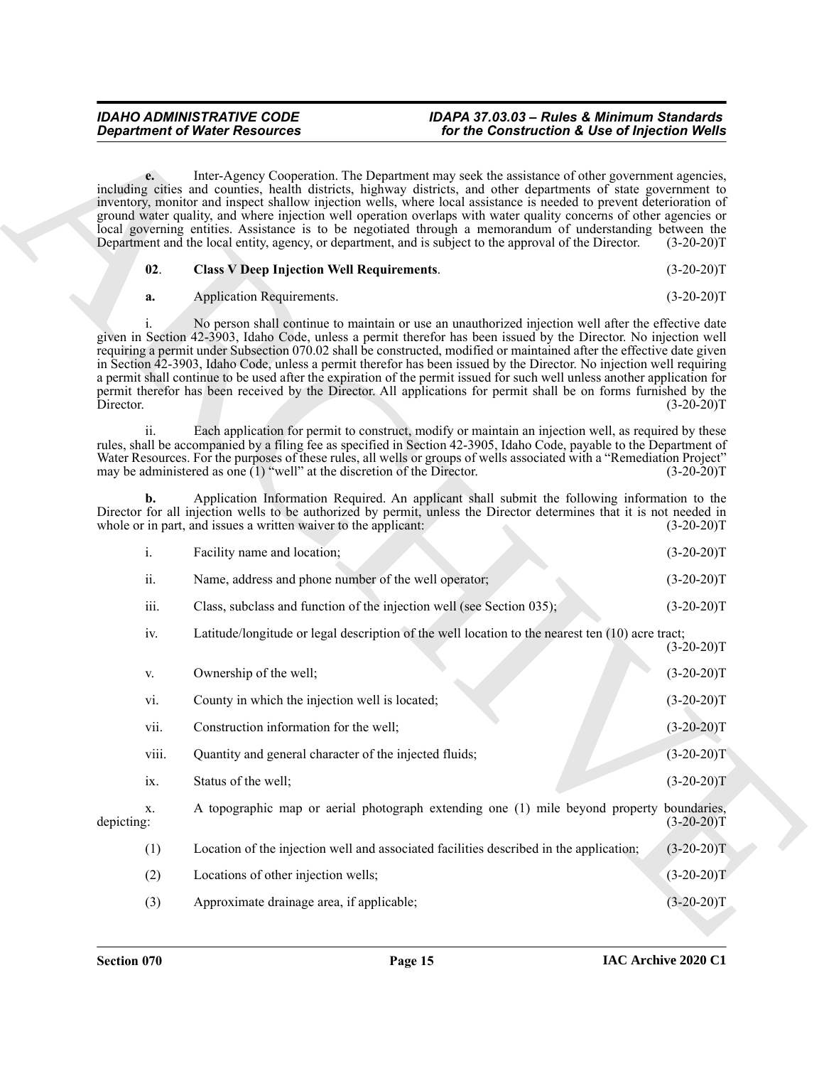**e.** Inter-Agency Cooperation. The Department may seek the assistance of other government agencies, including cities and counties, health districts, highway districts, and other departments of state government to inventory, monitor and inspect shallow injection wells, where local assistance is needed to prevent deterioration of ground water quality, and where injection well operation overlaps with water quality concerns of other agencies or local governing entities. Assistance is to be negotiated through a memorandum of understanding between the Department and the local entity, agency, or department, and is subject to the approval of the Director. (3-20-20)T

**02. Class V Deep Injection Well Requirements.** (3-20-20)T

**a.** Application Requirements. (3-20-20)T

i. No person shall continue to maintain or use an unauthorized injection well after the effective date given in Section 42-3903, Idaho Code, unless a permit therefor has been issued by the Director. No injection well requiring a permit under Subsection 070.02 shall be constructed, modified or maintained after the effective date given in Section 42-3903, Idaho Code, unless a permit therefor has been issued by the Director. No injection well requiring a permit shall continue to be used after the expiration of the permit issued for such well unless another application for permit therefor has been received by the Director. All applications for permit shall be on forms furnished by the Director. (3-20-20)T

ii. Each application for permit to construct, modify or maintain an injection well, as required by these rules, shall be accompanied by a filing fee as specified in Section 42-3905, Idaho Code, payable to the Department of Water Resources. For the purposes of these rules, all wells or groups of wells associated with a "Remediation Project" may be administered as one (1) "well" at the discretion of the Director. (3-20-20)T

**b.** Application Information Required. An applicant shall submit the following information to the Director for all injection wells to be authorized by permit, unless the Director determines that it is not needed in whole or in part, and issues a written waiver to the applicant: (3-20-20)T

i. Facility name and location; (3-20-20)T

ii. Name, address and phone number of the well operator; (3-20-20)T

iii. Class, subclass and function of the injection well (see Section 035); (3-20-20)T

iv. Latitude/longitude or legal description of the well location to the nearest ten (10) acre tract; (3-20-20)T

v. Ownership of the well; (3-20-20)T

vi. County in which the injection well is located; (3-20-20)T

vii. Construction information for the well; (3-20-20)T

viii. Quantity and general character of the injected fluids; (3-20-20)T

ix. Status of the well; (3-20-20)T

x. A topographic map or aerial photograph extending one (1) mile beyond property boundaries, depicting: (3-20-20)T

(1) Location of the injection well and associated facilities described in the application; (3-20-20)T

(2) Locations of other injection wells; (3-20-20)T

(3) Approximate drainage area, if applicable; (3-20-20)T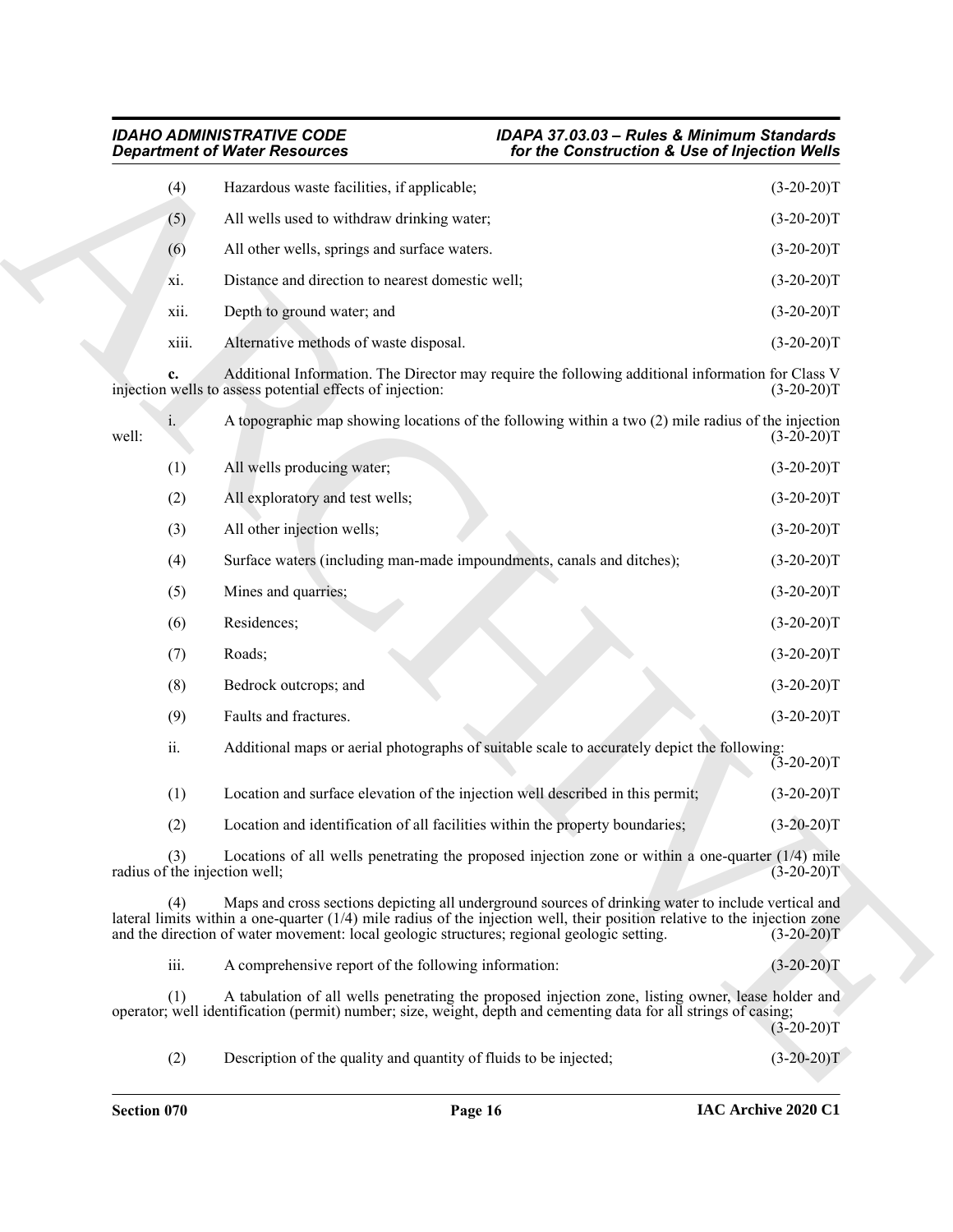(4) Hazardous waste facilities, if applicable; (3-20-20)T

(5) All wells used to withdraw drinking water; (3-20-20)T

(6) All other wells, springs and surface waters. (3-20-20)T

xi. Distance and direction to nearest domestic well; (3-20-20)T

xii. Depth to ground water; and (3-20-20)T

xiii. Alternative methods of waste disposal. (3-20-20)T

**c.** Additional Information. The Director may require the following additional information for Class V injection wells to assess potential effects of injection: (3-20-20)T

i. A topographic map showing locations of the following within a two (2) mile radius of the injection well: (3-20-20)T

(1) All wells producing water; (3-20-20)T

(2) All exploratory and test wells; (3-20-20)T

(3) All other injection wells; (3-20-20)T

(4) Surface waters (including man-made impoundments, canals and ditches); (3-20-20)T

(5) Mines and quarries; (3-20-20)T

(6) Residences; (3-20-20)T

(7) Roads; (3-20-20)T

(8) Bedrock outcrops; and (3-20-20)T

(9) Faults and fractures. (3-20-20)T

ii. Additional maps or aerial photographs of suitable scale to accurately depict the following: (3-20-20)T

(1) Location and surface elevation of the injection well described in this permit; (3-20-20)T

(2) Location and identification of all facilities within the property boundaries; (3-20-20)T

(3) Locations of all wells penetrating the proposed injection zone or within a one-quarter (1/4) mile radius of the injection well; (3-20-20)T

(4) Maps and cross sections depicting all underground sources of drinking water to include vertical and lateral limits within a one-quarter (1/4) mile radius of the injection well, their position relative to the injection zone and the direction of water movement: local geologic structures; regional geologic setting. (3-20-20)T

iii. A comprehensive report of the following information: (3-20-20)T

(1) A tabulation of all wells penetrating the proposed injection zone, listing owner, lease holder and operator; well identification (permit) number; size, weight, depth and cementing data for all strings of casing; (3-20-20)T

(2) Description of the quality and quantity of fluids to be injected; (3-20-20)T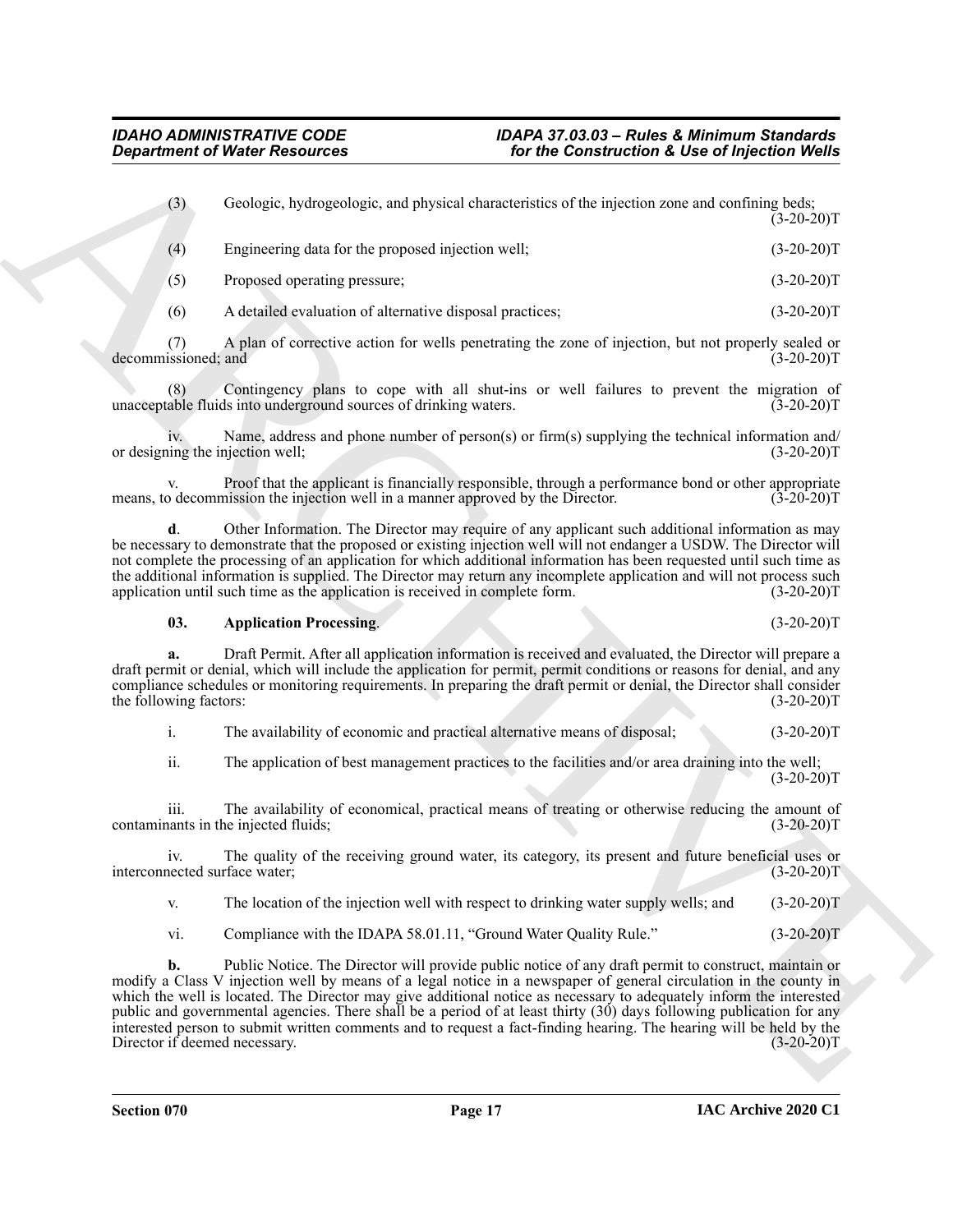(3) Geologic, hydrogeologic, and physical characteristics of the injection zone and confining beds; (3-20-20)T

(4) Engineering data for the proposed injection well; (3-20-20)T

(5) Proposed operating pressure; (3-20-20)T

(6) A detailed evaluation of alternative disposal practices; (3-20-20)T

(7) A plan of corrective action for wells penetrating the zone of injection, but not properly sealed or decommissioned; and (3-20-20)T

(8) Contingency plans to cope with all shut-ins or well failures to prevent the migration of unacceptable fluids into underground sources of drinking waters. (3-20-20)T

iv. Name, address and phone number of person(s) or firm(s) supplying the technical information and/or designing the injection well; (3-20-20)T

v. Proof that the applicant is financially responsible, through a performance bond or other appropriate means, to decommission the injection well in a manner approved by the Director. (3-20-20)T

**d**. Other Information. The Director may require of any applicant such additional information as may be necessary to demonstrate that the proposed or existing injection well will not endanger a USDW. The Director will not complete the processing of an application for which additional information has been requested until such time as the additional information is supplied. The Director may return any incomplete application and will not process such application until such time as the application is received in complete form. (3-20-20)T

**03. Application Processing**. (3-20-20)T

**a.** Draft Permit. After all application information is received and evaluated, the Director will prepare a draft permit or denial, which will include the application for permit, permit conditions or reasons for denial, and any compliance schedules or monitoring requirements. In preparing the draft permit or denial, the Director shall consider the following factors: (3-20-20)T

i. The availability of economic and practical alternative means of disposal; (3-20-20)T

ii. The application of best management practices to the facilities and/or area draining into the well; (3-20-20)T

iii. The availability of economical, practical means of treating or otherwise reducing the amount of contaminants in the injected fluids; (3-20-20)T

iv. The quality of the receiving ground water, its category, its present and future beneficial uses or interconnected surface water; (3-20-20)T

v. The location of the injection well with respect to drinking water supply wells; and (3-20-20)T

vi. Compliance with the IDAPA 58.01.11, "Ground Water Quality Rule." (3-20-20)T

**b.** Public Notice. The Director will provide public notice of any draft permit to construct, maintain or modify a Class V injection well by means of a legal notice in a newspaper of general circulation in the county in which the well is located. The Director may give additional notice as necessary to adequately inform the interested public and governmental agencies. There shall be a period of at least thirty (30) days following publication for any interested person to submit written comments and to request a fact-finding hearing. The hearing will be held by the Director if deemed necessary. (3-20-20)T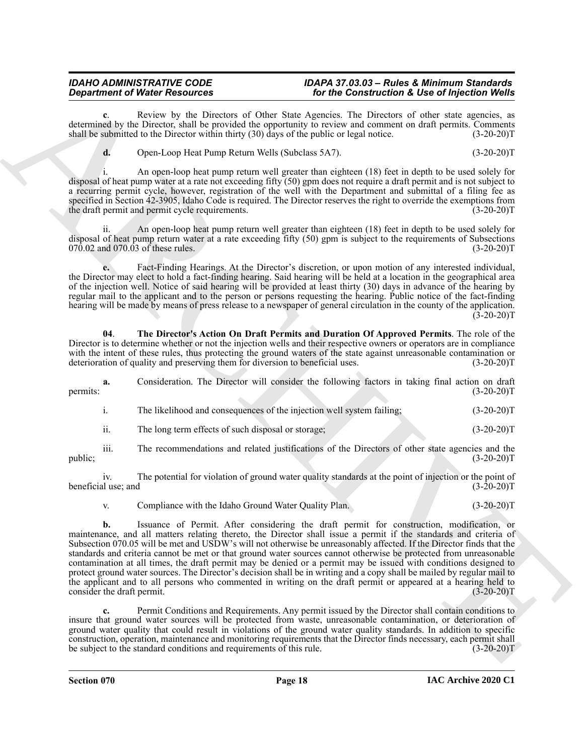**c**. Review by the Directors of Other State Agencies. The Directors of other state agencies, as determined by the Director, shall be provided the opportunity to review and comment on draft permits. Comments shall be submitted to the Director within thirty (30) days of the public or legal notice. (3-20-20)T

**d.** Open-Loop Heat Pump Return Wells (Subclass 5A7). (3-20-20)T

i. An open-loop heat pump return well greater than eighteen (18) feet in depth to be used solely for disposal of heat pump water at a rate not exceeding fifty (50) gpm does not require a draft permit and is not subject to a recurring permit cycle, however, registration of the well with the Department and submittal of a filing fee as specified in Section 42-3905, Idaho Code is required. The Director reserves the right to override the exemptions from the draft permit and permit cycle requirements. (3-20-20)T

ii. An open-loop heat pump return well greater than eighteen (18) feet in depth to be used solely for disposal of heat pump return water at a rate exceeding fifty (50) gpm is subject to the requirements of Subsections 070.02 and 070.03 of these rules. (3-20-20)T

**e.** Fact-Finding Hearings. At the Director's discretion, or upon motion of any interested individual, the Director may elect to hold a fact-finding hearing. Said hearing will be held at a location in the geographical area of the injection well. Notice of said hearing will be provided at least thirty (30) days in advance of the hearing by regular mail to the applicant and to the person or persons requesting the hearing. Public notice of the fact-finding hearing will be made by means of press release to a newspaper of general circulation in the county of the application. (3-20-20)T

**04**. **The Director's Action On Draft Permits and Duration Of Approved Permits**. The role of the Director is to determine whether or not the injection wells and their respective owners or operators are in compliance with the intent of these rules, thus protecting the ground waters of the state against unreasonable contamination or deterioration of quality and preserving them for diversion to beneficial uses. (3-20-20)T

**a.** Consideration. The Director will consider the following factors in taking final action on draft permits: (3-20-20)T

i. The likelihood and consequences of the injection well system failing; (3-20-20)T

ii. The long term effects of such disposal or storage; (3-20-20)T

iii. The recommendations and related justifications of the Directors of other state agencies and the public; (3-20-20)T

iv. The potential for violation of ground water quality standards at the point of injection or the point of beneficial use; and (3-20-20)T

v. Compliance with the Idaho Ground Water Quality Plan. (3-20-20)T

**b.** Issuance of Permit. After considering the draft permit for construction, modification, or maintenance, and all matters relating thereto, the Director shall issue a permit if the standards and criteria of Subsection 070.05 will be met and USDW's will not otherwise be unreasonably affected. If the Director finds that the standards and criteria cannot be met or that ground water sources cannot otherwise be protected from unreasonable contamination at all times, the draft permit may be denied or a permit may be issued with conditions designed to protect ground water sources. The Director's decision shall be in writing and a copy shall be mailed by regular mail to the applicant and to all persons who commented in writing on the draft permit or appeared at a hearing held to consider the draft permit. (3-20-20)T

**c.** Permit Conditions and Requirements. Any permit issued by the Director shall contain conditions to insure that ground water sources will be protected from waste, unreasonable contamination, or deterioration of ground water quality that could result in violations of the ground water quality standards. In addition to specific construction, operation, maintenance and monitoring requirements that the Director finds necessary, each permit shall be subject to the standard conditions and requirements of this rule. (3-20-20)T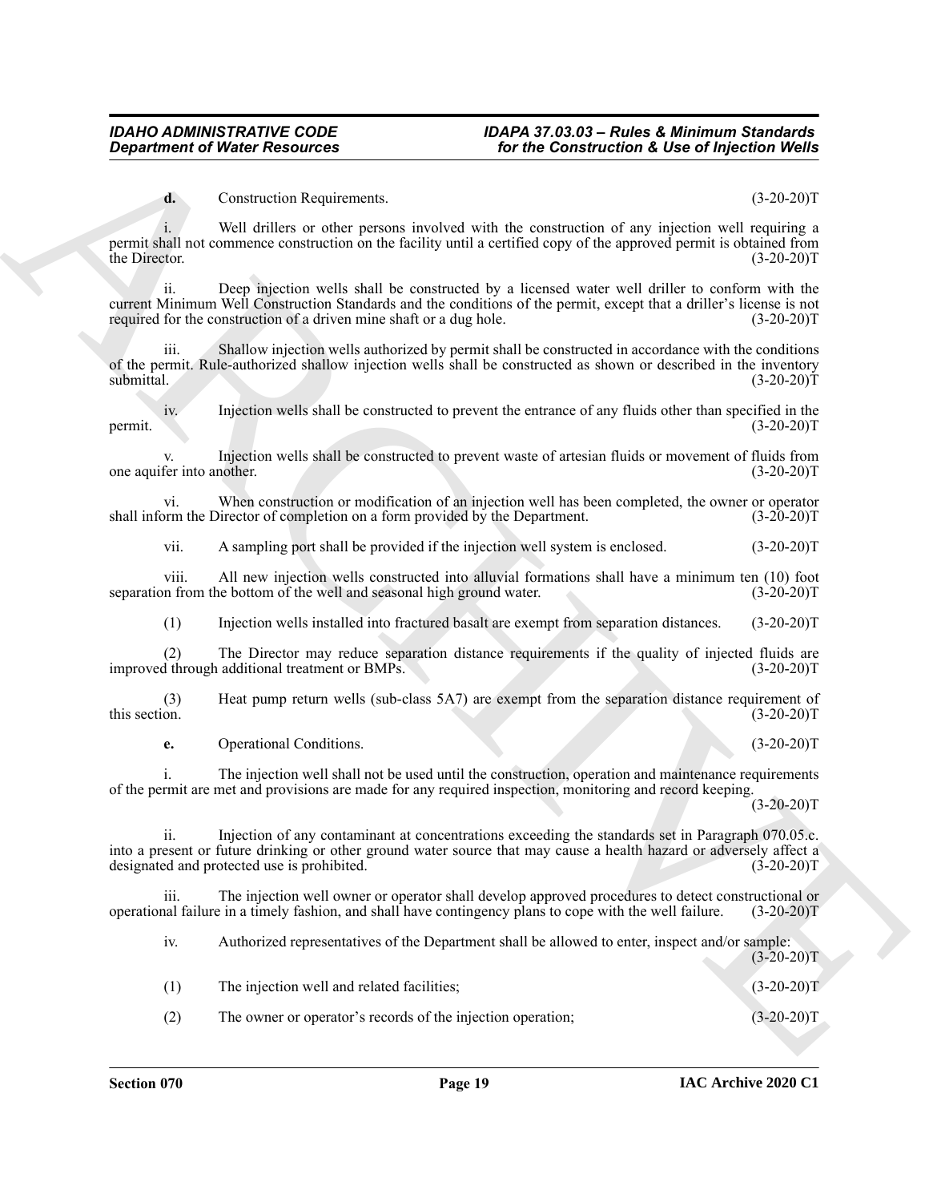**d.** Construction Requirements. (3-20-20)T

i. Well drillers or other persons involved with the construction of any injection well requiring a permit shall not commence construction on the facility until a certified copy of the approved permit is obtained from the Director. (3-20-20)T

ii. Deep injection wells shall be constructed by a licensed water well driller to conform with the current Minimum Well Construction Standards and the conditions of the permit, except that a driller's license is not required for the construction of a driven mine shaft or a dug hole. (3-20-20)T

iii. Shallow injection wells authorized by permit shall be constructed in accordance with the conditions of the permit. Rule-authorized shallow injection wells shall be constructed as shown or described in the inventory submittal. (3-20-20)T

iv. Injection wells shall be constructed to prevent the entrance of any fluids other than specified in the permit. (3-20-20)T

v. Injection wells shall be constructed to prevent waste of artesian fluids or movement of fluids from one aquifer into another. (3-20-20)T

vi. When construction or modification of an injection well has been completed, the owner or operator shall inform the Director of completion on a form provided by the Department. (3-20-20)T

vii. A sampling port shall be provided if the injection well system is enclosed. (3-20-20)T

viii. All new injection wells constructed into alluvial formations shall have a minimum ten (10) foot separation from the bottom of the well and seasonal high ground water. (3-20-20)T

(1) Injection wells installed into fractured basalt are exempt from separation distances. (3-20-20)T

(2) The Director may reduce separation distance requirements if the quality of injected fluids are improved through additional treatment or BMPs. (3-20-20)T

(3) Heat pump return wells (sub-class 5A7) are exempt from the separation distance requirement of this section. (3-20-20)T

**e.** Operational Conditions. (3-20-20)T

i. The injection well shall not be used until the construction, operation and maintenance requirements of the permit are met and provisions are made for any required inspection, monitoring and record keeping. (3-20-20)T

ii. Injection of any contaminant at concentrations exceeding the standards set in Paragraph 070.05.c. into a present or future drinking or other ground water source that may cause a health hazard or adversely affect a designated and protected use is prohibited. (3-20-20)T

iii. The injection well owner or operator shall develop approved procedures to detect constructional or operational failure in a timely fashion, and shall have contingency plans to cope with the well failure. (3-20-20)T

iv. Authorized representatives of the Department shall be allowed to enter, inspect and/or sample: (3-20-20)T

(1) The injection well and related facilities; (3-20-20)T

(2) The owner or operator's records of the injection operation; (3-20-20)T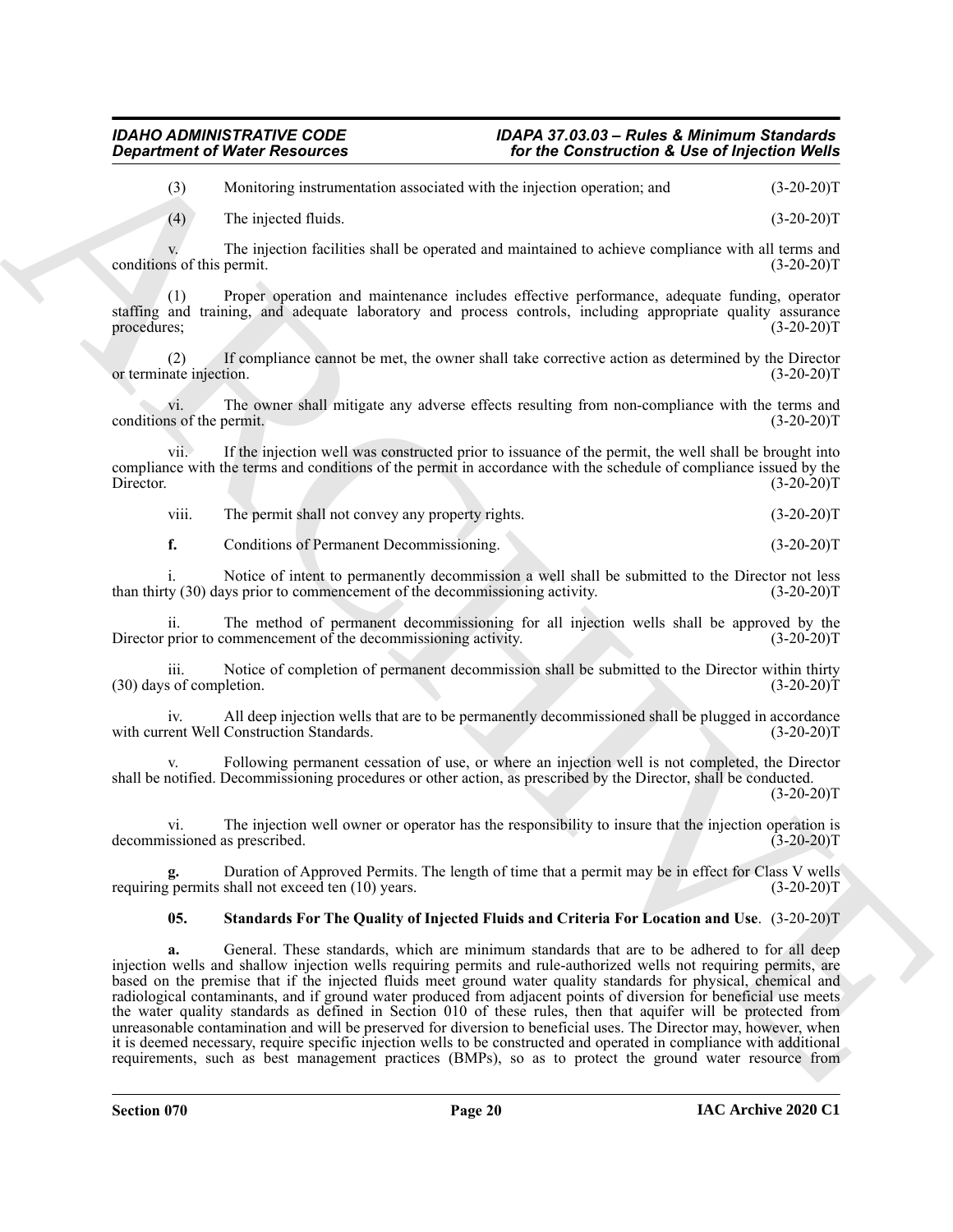(3) Monitoring instrumentation associated with the injection operation; and (3-20-20)T

(4) The injected fluids. (3-20-20)T

v. The injection facilities shall be operated and maintained to achieve compliance with all terms and conditions of this permit. (3-20-20)T

(1) Proper operation and maintenance includes effective performance, adequate funding, operator staffing and training, and adequate laboratory and process controls, including appropriate quality assurance procedures; (3-20-20)T

(2) If compliance cannot be met, the owner shall take corrective action as determined by the Director or terminate injection. (3-20-20)T

vi. The owner shall mitigate any adverse effects resulting from non-compliance with the terms and conditions of the permit. (3-20-20)T

vii. If the injection well was constructed prior to issuance of the permit, the well shall be brought into compliance with the terms and conditions of the permit in accordance with the schedule of compliance issued by the Director. (3-20-20)T

viii. The permit shall not convey any property rights. (3-20-20)T

**f.** Conditions of Permanent Decommissioning. (3-20-20)T

i. Notice of intent to permanently decommission a well shall be submitted to the Director not less than thirty (30) days prior to commencement of the decommissioning activity. (3-20-20)T

ii. The method of permanent decommissioning for all injection wells shall be approved by the Director prior to commencement of the decommissioning activity. (3-20-20)T

iii. Notice of completion of permanent decommission shall be submitted to the Director within thirty (30) days of completion. (3-20-20)T

iv. All deep injection wells that are to be permanently decommissioned shall be plugged in accordance with current Well Construction Standards. (3-20-20)T

v. Following permanent cessation of use, or where an injection well is not completed, the Director shall be notified. Decommissioning procedures or other action, as prescribed by the Director, shall be conducted. (3-20-20)T

vi. The injection well owner or operator has the responsibility to insure that the injection operation is decommissioned as prescribed. (3-20-20)T

**g.** Duration of Approved Permits. The length of time that a permit may be in effect for Class V wells requiring permits shall not exceed ten (10) years. (3-20-20)T

**05. Standards For The Quality of Injected Fluids and Criteria For Location and Use**. (3-20-20)T

**a.** General. These standards, which are minimum standards that are to be adhered to for all deep injection wells and shallow injection wells requiring permits and rule-authorized wells not requiring permits, are based on the premise that if the injected fluids meet ground water quality standards for physical, chemical and radiological contaminants, and if ground water produced from adjacent points of diversion for beneficial use meets the water quality standards as defined in Section 010 of these rules, then that aquifer will be protected from unreasonable contamination and will be preserved for diversion to beneficial uses. The Director may, however, when it is deemed necessary, require specific injection wells to be constructed and operated in compliance with additional requirements, such as best management practices (BMPs), so as to protect the ground water resource from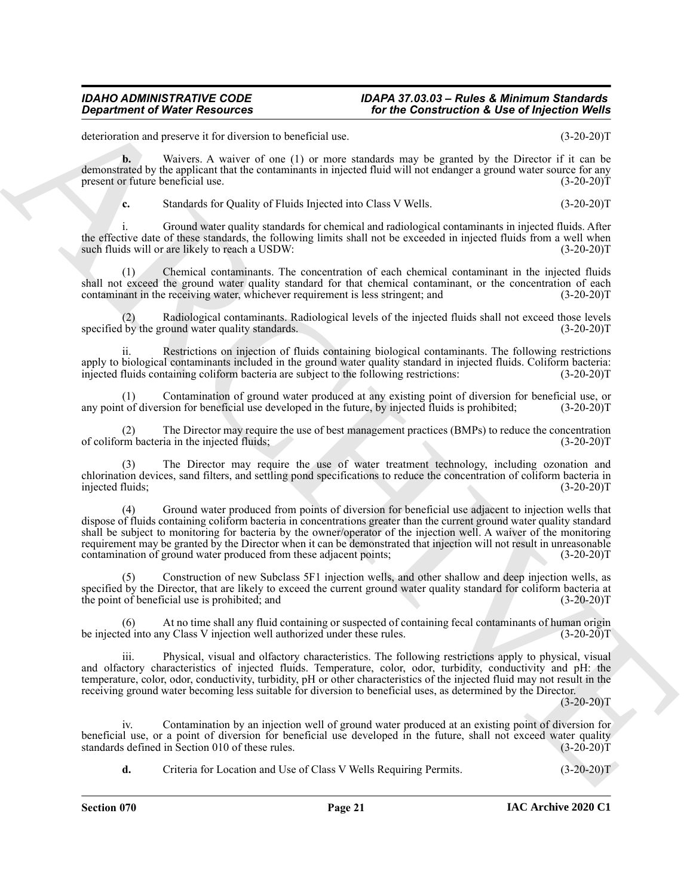deterioration and preserve it for diversion to beneficial use. (3-20-20)T

**b.** Waivers. A waiver of one (1) or more standards may be granted by the Director if it can be demonstrated by the applicant that the contaminants in injected fluid will not endanger a ground water source for any present or future beneficial use. (3-20-20)T

**c.** Standards for Quality of Fluids Injected into Class V Wells. (3-20-20)T

i. Ground water quality standards for chemical and radiological contaminants in injected fluids. After the effective date of these standards, the following limits shall not be exceeded in injected fluids from a well when such fluids will or are likely to reach a USDW: (3-20-20)T

(1) Chemical contaminants. The concentration of each chemical contaminant in the injected fluids shall not exceed the ground water quality standard for that chemical contaminant, or the concentration of each contaminant in the receiving water, whichever requirement is less stringent; and (3-20-20)T

(2) Radiological contaminants. Radiological levels of the injected fluids shall not exceed those levels specified by the ground water quality standards. (3-20-20)T

ii. Restrictions on injection of fluids containing biological contaminants. The following restrictions apply to biological contaminants included in the ground water quality standard in injected fluids. Coliform bacteria: injected fluids containing coliform bacteria are subject to the following restrictions: (3-20-20)T

(1) Contamination of ground water produced at any existing point of diversion for beneficial use, or any point of diversion for beneficial use developed in the future, by injected fluids is prohibited; (3-20-20)T

(2) The Director may require the use of best management practices (BMPs) to reduce the concentration of coliform bacteria in the injected fluids; (3-20-20)T

(3) The Director may require the use of water treatment technology, including ozonation and chlorination devices, sand filters, and settling pond specifications to reduce the concentration of coliform bacteria in injected fluids; (3-20-20)T

(4) Ground water produced from points of diversion for beneficial use adjacent to injection wells that dispose of fluids containing coliform bacteria in concentrations greater than the current ground water quality standard shall be subject to monitoring for bacteria by the owner/operator of the injection well. A waiver of the monitoring requirement may be granted by the Director when it can be demonstrated that injection will not result in unreasonable contamination of ground water produced from these adjacent points; (3-20-20)T

(5) Construction of new Subclass 5F1 injection wells, and other shallow and deep injection wells, as specified by the Director, that are likely to exceed the current ground water quality standard for coliform bacteria at the point of beneficial use is prohibited; and (3-20-20)T

(6) At no time shall any fluid containing or suspected of containing fecal contaminants of human origin be injected into any Class V injection well authorized under these rules. (3-20-20)T

iii. Physical, visual and olfactory characteristics. The following restrictions apply to physical, visual and olfactory characteristics of injected fluids. Temperature, color, odor, turbidity, conductivity and pH: the temperature, color, odor, conductivity, turbidity, pH or other characteristics of the injected fluid may not result in the receiving ground water becoming less suitable for diversion to beneficial uses, as determined by the Director. (3-20-20)T

iv. Contamination by an injection well of ground water produced at an existing point of diversion for beneficial use, or a point of diversion for beneficial use developed in the future, shall not exceed water quality standards defined in Section 010 of these rules. (3-20-20)T

**d.** Criteria for Location and Use of Class V Wells Requiring Permits. (3-20-20)T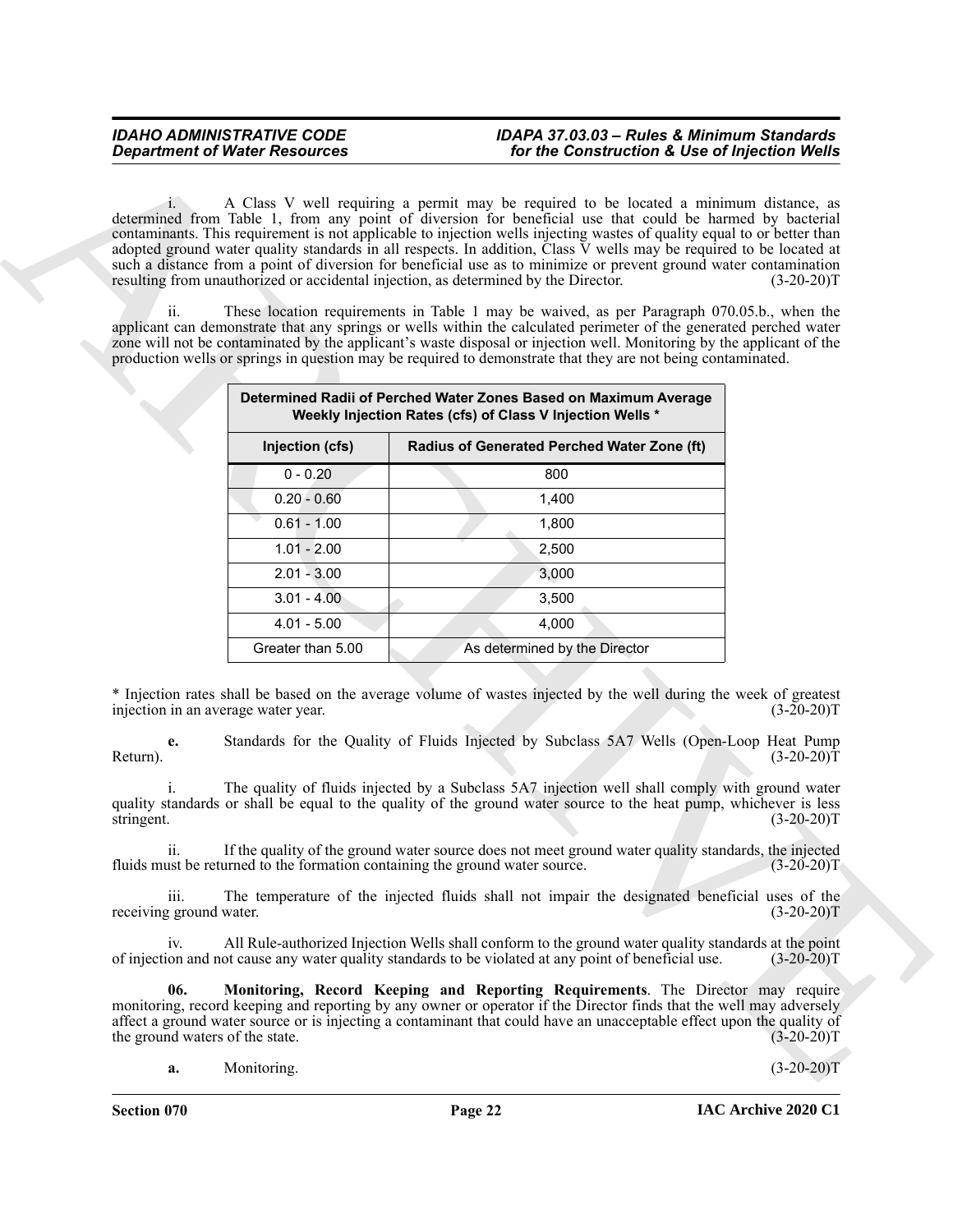i. A Class V well requiring a permit may be required to be located a minimum distance, as determined from Table 1, from any point of diversion for beneficial use that could be harmed by bacterial contaminants. This requirement is not applicable to injection wells injecting wastes of quality equal to or better than adopted ground water quality standards in all respects. In addition, Class V wells may be required to be located at such a distance from a point of diversion for beneficial use as to minimize or prevent ground water contamination resulting from unauthorized or accidental injection, as determined by the Director. (3-20-20)T

ii. These location requirements in Table 1 may be waived, as per Paragraph 070.05.b., when the applicant can demonstrate that any springs or wells within the calculated perimeter of the generated perched water zone will not be contaminated by the applicant's waste disposal or injection well. Monitoring by the applicant of the production wells or springs in question may be required to demonstrate that they are not being contaminated.

| Determined Radii of Perched Water Zones Based on Maximum Average Weekly Injection Rates (cfs) of Class V Injection Wells * | |
|---|---|
| Injection (cfs) | Radius of Generated Perched Water Zone (ft) |
| 0 - 0.20 | 800 |
| 0.20 - 0.60 | 1,400 |
| 0.61 - 1.00 | 1,800 |
| 1.01 - 2.00 | 2,500 |
| 2.01 - 3.00 | 3,000 |
| 3.01 - 4.00 | 3,500 |
| 4.01 - 5.00 | 4,000 |
| Greater than 5.00 | As determined by the Director |

* Injection rates shall be based on the average volume of wastes injected by the well during the week of greatest injection in an average water year. (3-20-20)T

**e.** Standards for the Quality of Fluids Injected by Subclass 5A7 Wells (Open-Loop Heat Pump Return). (3-20-20)T

i. The quality of fluids injected by a Subclass 5A7 injection well shall comply with ground water quality standards or shall be equal to the quality of the ground water source to the heat pump, whichever is less stringent. (3-20-20)T

ii. If the quality of the ground water source does not meet ground water quality standards, the injected fluids must be returned to the formation containing the ground water source. (3-20-20)T

iii. The temperature of the injected fluids shall not impair the designated beneficial uses of the receiving ground water. (3-20-20)T

iv. All Rule-authorized Injection Wells shall conform to the ground water quality standards at the point of injection and not cause any water quality standards to be violated at any point of beneficial use. (3-20-20)T

**06. Monitoring, Record Keeping and Reporting Requirements**. The Director may require monitoring, record keeping and reporting by any owner or operator if the Director finds that the well may adversely affect a ground water source or is injecting a contaminant that could have an unacceptable effect upon the quality of the ground waters of the state. (3-20-20)T

**a.** Monitoring. (3-20-20)T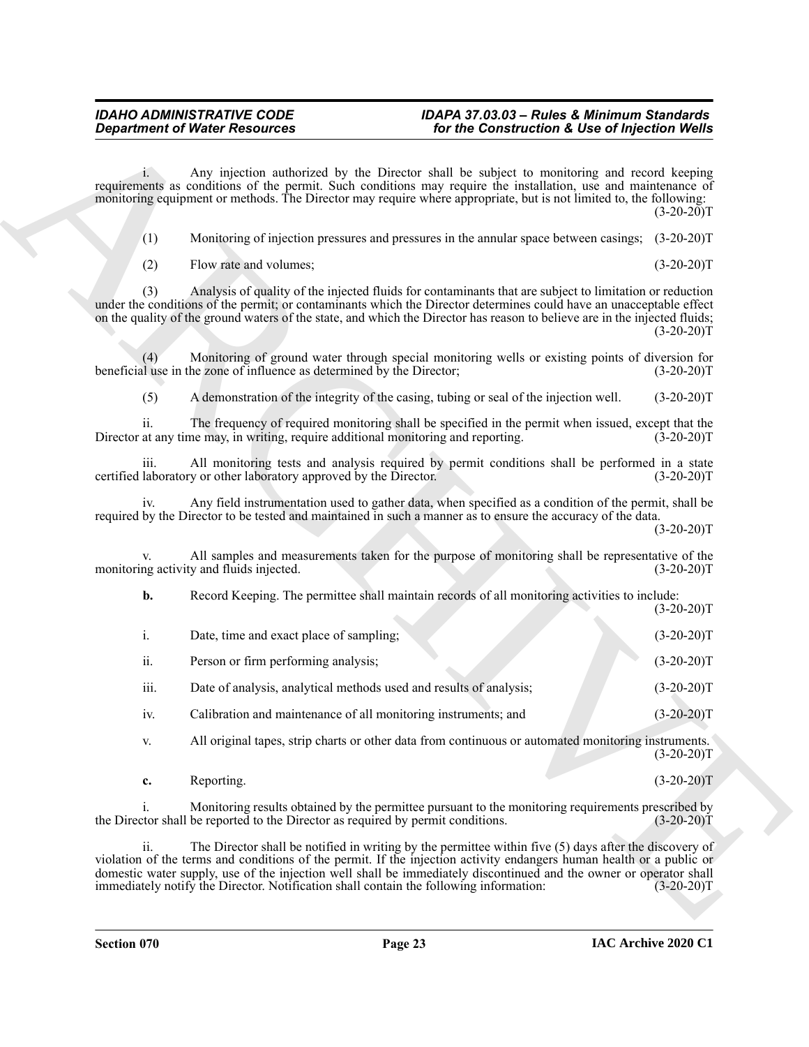i. Any injection authorized by the Director shall be subject to monitoring and record keeping requirements as conditions of the permit. Such conditions may require the installation, use and maintenance of monitoring equipment or methods. The Director may require where appropriate, but is not limited to, the following: (3-20-20)T

(1) Monitoring of injection pressures and pressures in the annular space between casings; (3-20-20)T

(2) Flow rate and volumes; (3-20-20)T

(3) Analysis of quality of the injected fluids for contaminants that are subject to limitation or reduction under the conditions of the permit; or contaminants which the Director determines could have an unacceptable effect on the quality of the ground waters of the state, and which the Director has reason to believe are in the injected fluids; (3-20-20)T

(4) Monitoring of ground water through special monitoring wells or existing points of diversion for beneficial use in the zone of influence as determined by the Director; (3-20-20)T

(5) A demonstration of the integrity of the casing, tubing or seal of the injection well. (3-20-20)T

ii. The frequency of required monitoring shall be specified in the permit when issued, except that the Director at any time may, in writing, require additional monitoring and reporting. (3-20-20)T

iii. All monitoring tests and analysis required by permit conditions shall be performed in a state certified laboratory or other laboratory approved by the Director. (3-20-20)T

iv. Any field instrumentation used to gather data, when specified as a condition of the permit, shall be required by the Director to be tested and maintained in such a manner as to ensure the accuracy of the data. (3-20-20)T

v. All samples and measurements taken for the purpose of monitoring shall be representative of the monitoring activity and fluids injected. (3-20-20)T

**b.** Record Keeping. The permittee shall maintain records of all monitoring activities to include: (3-20-20)T

i. Date, time and exact place of sampling; (3-20-20)T

ii. Person or firm performing analysis; (3-20-20)T

iii. Date of analysis, analytical methods used and results of analysis; (3-20-20)T

iv. Calibration and maintenance of all monitoring instruments; and (3-20-20)T

v. All original tapes, strip charts or other data from continuous or automated monitoring instruments. (3-20-20)T

**c.** Reporting. (3-20-20)T

i. Monitoring results obtained by the permittee pursuant to the monitoring requirements prescribed by the Director shall be reported to the Director as required by permit conditions. (3-20-20)T

ii. The Director shall be notified in writing by the permittee within five (5) days after the discovery of violation of the terms and conditions of the permit. If the injection activity endangers human health or a public or domestic water supply, use of the injection well shall be immediately discontinued and the owner or operator shall immediately notify the Director. Notification shall contain the following information: (3-20-20)T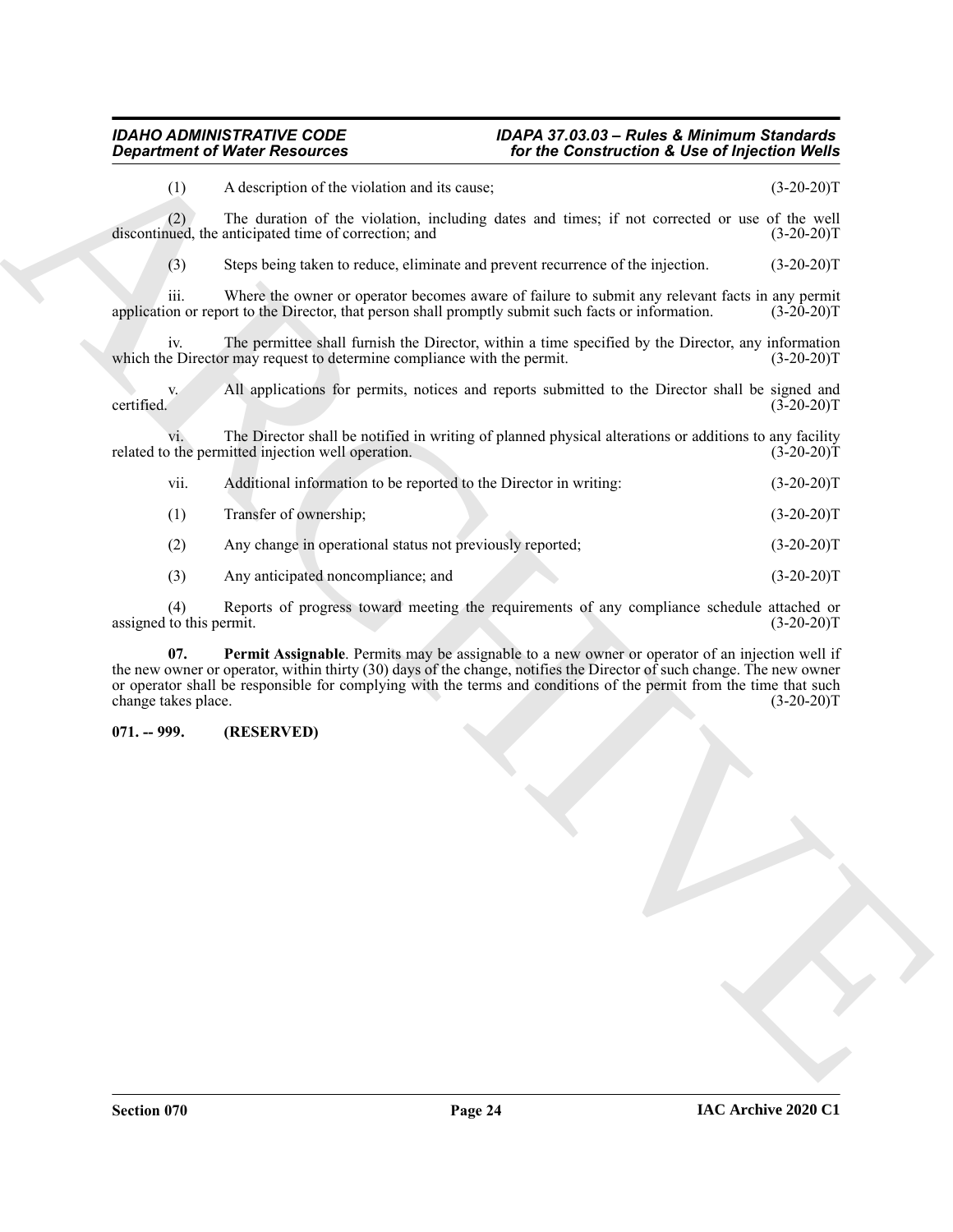(1) A description of the violation and its cause; (3-20-20)T

(2) The duration of the violation, including dates and times; if not corrected or use of the well discontinued, the anticipated time of correction; and (3-20-20)T

(3) Steps being taken to reduce, eliminate and prevent recurrence of the injection. (3-20-20)T

iii. Where the owner or operator becomes aware of failure to submit any relevant facts in any permit application or report to the Director, that person shall promptly submit such facts or information. (3-20-20)T

iv. The permittee shall furnish the Director, within a time specified by the Director, any information which the Director may request to determine compliance with the permit. (3-20-20)T

v. All applications for permits, notices and reports submitted to the Director shall be signed and certified. (3-20-20)T

vi. The Director shall be notified in writing of planned physical alterations or additions to any facility related to the permitted injection well operation. (3-20-20)T

vii. Additional information to be reported to the Director in writing: (3-20-20)T

(1) Transfer of ownership; (3-20-20)T

(2) Any change in operational status not previously reported; (3-20-20)T

(3) Any anticipated noncompliance; and (3-20-20)T

(4) Reports of progress toward meeting the requirements of any compliance schedule attached or assigned to this permit. (3-20-20)T

**07. Permit Assignable**. Permits may be assignable to a new owner or operator of an injection well if the new owner or operator, within thirty (30) days of the change, notifies the Director of such change. The new owner or operator shall be responsible for complying with the terms and conditions of the permit from the time that such change takes place. (3-20-20)T

**071. -- 999. (RESERVED)**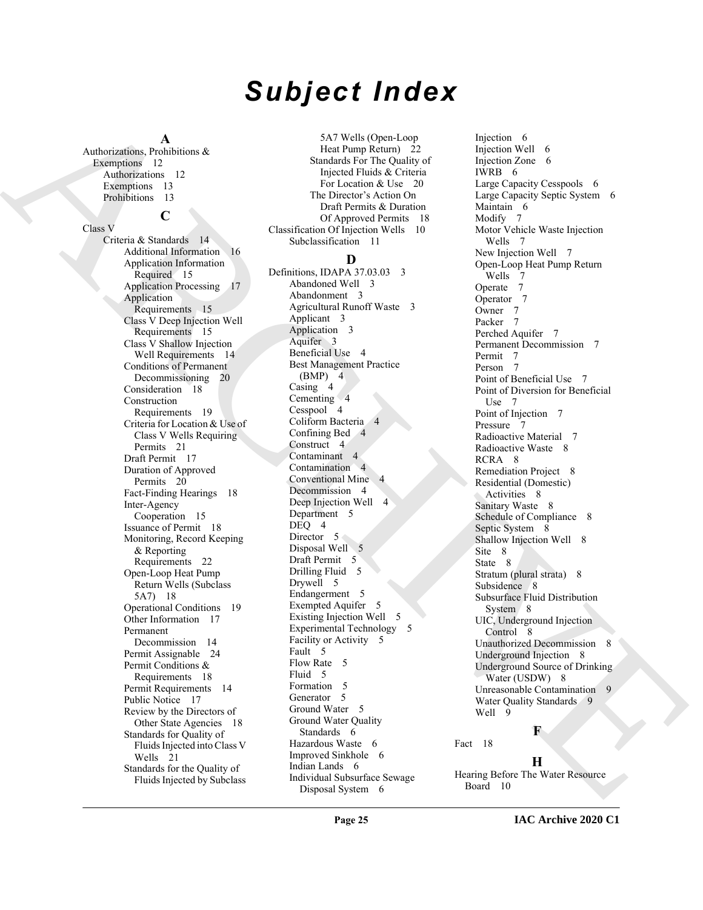# Subject Index

**A**

Authorizations, Prohibitions & Exemptions 12
- Authorizations 12
- Exemptions 13
- Prohibitions 13

**C**

Class V
- Criteria & Standards 14
  - Additional Information 16
  - Application Information Required 15
  - Application Processing 17
  - Application Requirements 15
  - Class V Deep Injection Well Requirements 15
  - Class V Shallow Injection Well Requirements 14
  - Conditions of Permanent Decommissioning 20
  - Consideration 18
  - Construction Requirements 19
  - Criteria for Location & Use of Class V Wells Requiring Permits 21
  - Draft Permit 17
  - Duration of Approved Permits 20
  - Fact-Finding Hearings 18
  - Inter-Agency Cooperation 15
  - Issuance of Permit 18
  - Monitoring, Record Keeping & Reporting Requirements 22
  - Open-Loop Heat Pump Return Wells (Subclass 5A7) 18
  - Operational Conditions 19
  - Other Information 17
  - Permanent Decommission 14
  - Permit Assignable 24
  - Permit Conditions & Requirements 18
  - Permit Requirements 14
  - Public Notice 17
  - Review by the Directors of Other State Agencies 18
  - Standards for Quality of Fluids Injected into Class V Wells 21
  - Standards for the Quality of Fluids Injected by Subclass 5A7 Wells (Open-Loop Heat Pump Return) 22
  - Standards For The Quality of Injected Fluids & Criteria For Location & Use 20
  - The Director's Action On Draft Permits & Duration Of Approved Permits 18

Classification Of Injection Wells 10
- Subclassification 11

**D**

Definitions, IDAPA 37.03.03 3
- Abandoned Well 3
- Abandonment 3
- Agricultural Runoff Waste 3
- Applicant 3
- Application 3
- Aquifer 3
- Beneficial Use 4
- Best Management Practice (BMP) 4
- Casing 4
- Cementing 4
- Cesspool 4
- Coliform Bacteria 4
- Confining Bed 4
- Construct 4
- Contaminant 4
- Contamination 4
- Conventional Mine 4
- Decommission 4
- Deep Injection Well 4
- Department 5
- DEQ 4
- Director 5
- Disposal Well 5
- Draft Permit 5
- Drilling Fluid 5
- Drywell 5
- Endangerment 5
- Exempted Aquifer 5
- Existing Injection Well 5
- Experimental Technology 5
- Facility or Activity 5
- Fault 5
- Flow Rate 5
- Fluid 5
- Formation 5
- Generator 5
- Ground Water 5
- Ground Water Quality Standards 6
- Hazardous Waste 6
- Improved Sinkhole 6
- Indian Lands 6
- Individual Subsurface Sewage Disposal System 6
- Injection 6
- Injection Well 6
- Injection Zone 6
- IWRB 6
- Large Capacity Cesspools 6
- Large Capacity Septic System 6
- Maintain 6
- Modify 7
- Motor Vehicle Waste Injection Wells 7
- New Injection Well 7
- Open-Loop Heat Pump Return Wells 7
- Operate 7
- Operator 7
- Owner 7
- Packer 7
- Perched Aquifer 7
- Permanent Decommission 7
- Permit 7
- Person 7
- Point of Beneficial Use 7
- Point of Diversion for Beneficial Use 7
- Point of Injection 7
- Pressure 7
- Radioactive Material 7
- Radioactive Waste 8
- RCRA 8
- Remediation Project 8
- Residential (Domestic) Activities 8
- Sanitary Waste 8
- Schedule of Compliance 8
- Septic System 8
- Shallow Injection Well 8
- Site 8
- State 8
- Stratum (plural strata) 8
- Subsidence 8
- Subsurface Fluid Distribution System 8
- UIC, Underground Injection Control 8
- Unauthorized Decommission 8
- Underground Injection 8
- Underground Source of Drinking Water (USDW) 8
- Unreasonable Contamination 9
- Water Quality Standards 9
- Well 9

**F**

Fact 18

**H**

Hearing Before The Water Resource Board 10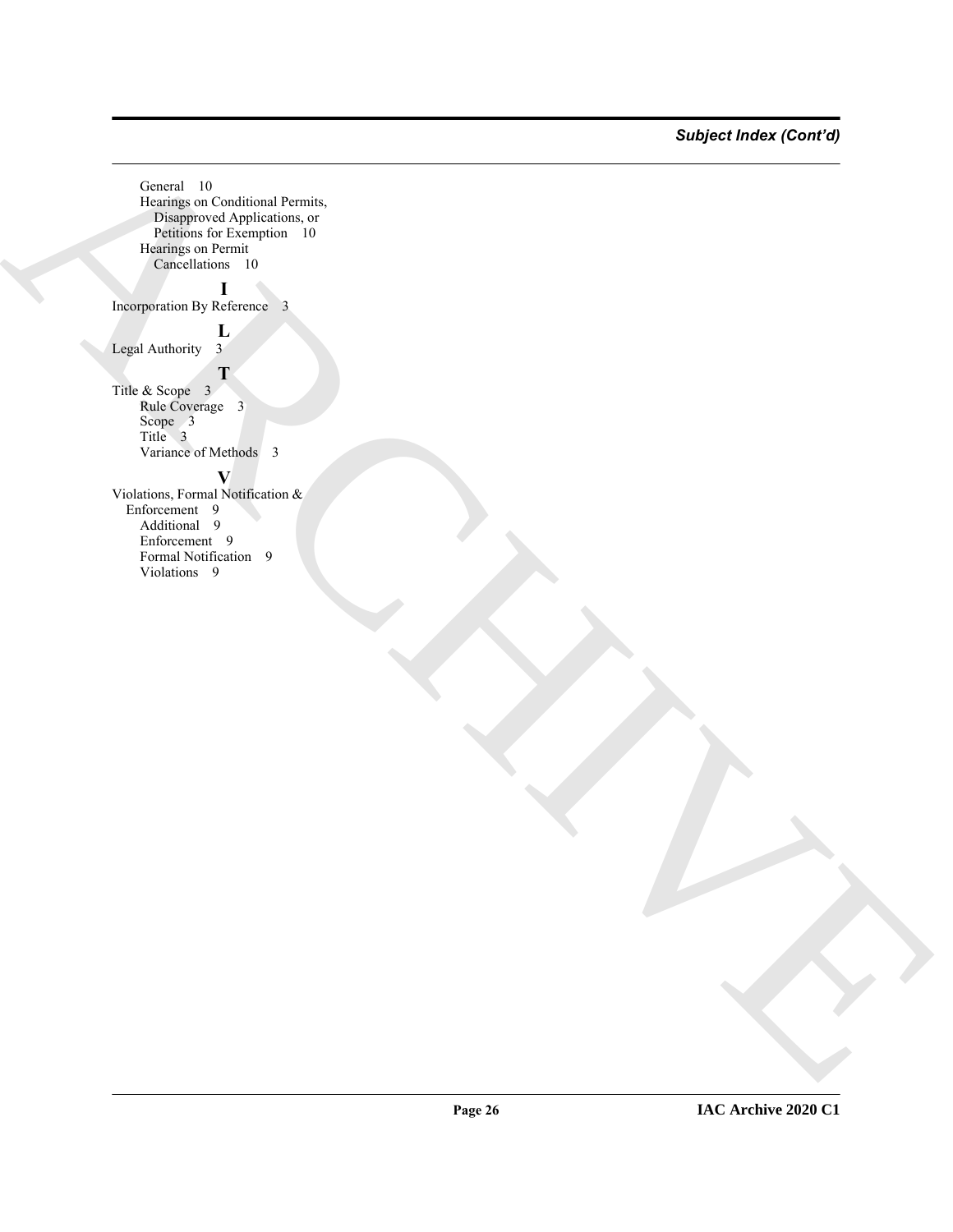General 10
Hearings on Conditional Permits, Disapproved Applications, or Petitions for Exemption 10
Hearings on Permit Cancellations 10

**I**

Incorporation By Reference 3

**L**

Legal Authority 3

**T**

Title & Scope 3
- Rule Coverage 3
- Scope 3
- Title 3
- Variance of Methods 3

**V**

Violations, Formal Notification & Enforcement 9
- Additional 9
- Enforcement 9
- Formal Notification 9
- Violations 9